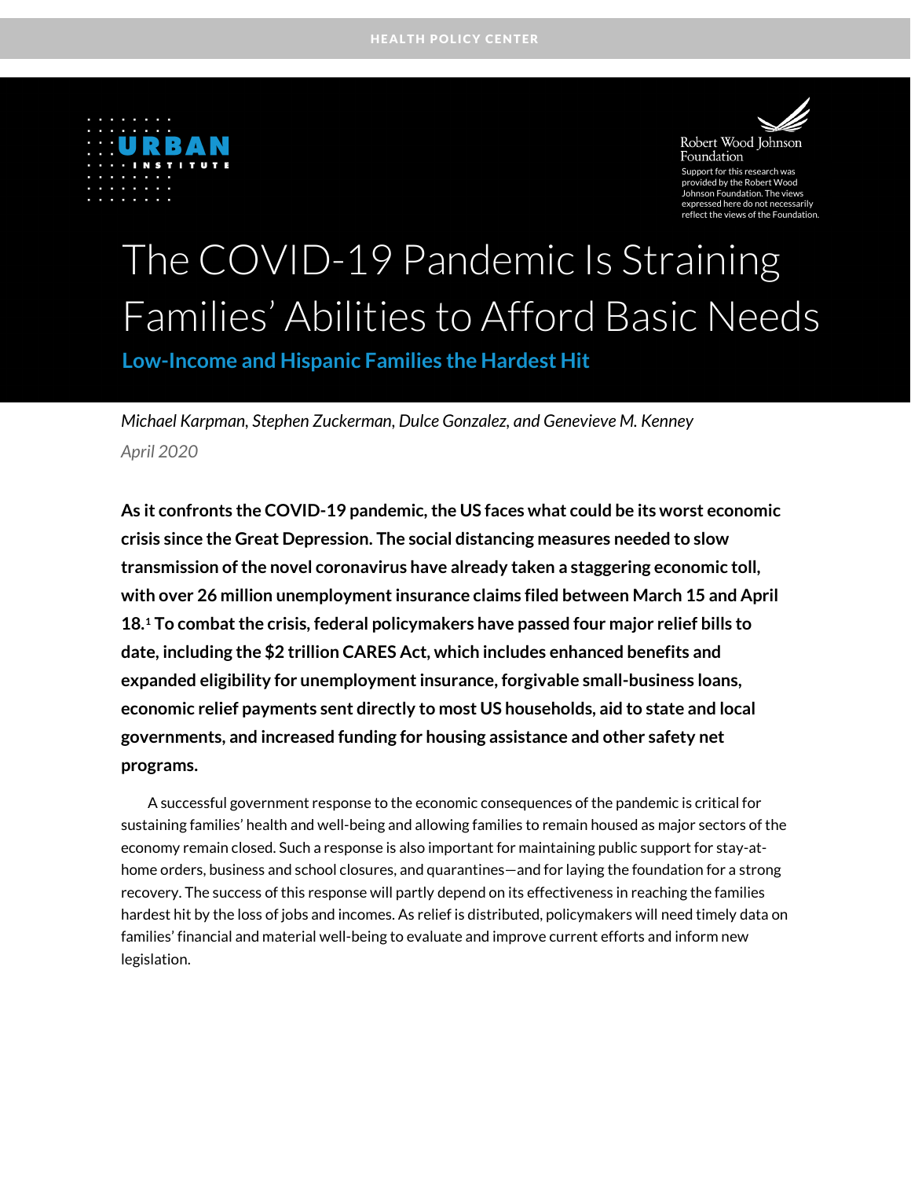HEALTH POLICY CENTER

URBAN INSTITUTE

Robert Wood Johnson Foundation

Support for this research was provided by the Robert Wood Johnson Foundation. The views expressed here do not necessarily reflect the views of the Foundation.

# The COVID-19 Pandemic Is Straining Families' Abilities to Afford Basic Needs

## Low-Income and Hispanic Families the Hardest Hit

*Michael Karpman, Stephen Zuckerman, Dulce Gonzalez, and Genevieve M. Kenney*

*April 2020*

**As it confronts the COVID-19 pandemic, the US faces what could be its worst economic crisis since the Great Depression. The social distancing measures needed to slow transmission of the novel coronavirus have already taken a staggering economic toll, with over 26 million unemployment insurance claims filed between March 15 and April 18.[1] To combat the crisis, federal policymakers have passed four major relief bills to date, including the $2 trillion CARES Act, which includes enhanced benefits and expanded eligibility for unemployment insurance, forgivable small-business loans, economic relief payments sent directly to most US households, aid to state and local governments, and increased funding for housing assistance and other safety net programs.**

A successful government response to the economic consequences of the pandemic is critical for sustaining families' health and well-being and allowing families to remain housed as major sectors of the economy remain closed. Such a response is also important for maintaining public support for stay-at-home orders, business and school closures, and quarantines—and for laying the foundation for a strong recovery. The success of this response will partly depend on its effectiveness in reaching the families hardest hit by the loss of jobs and incomes. As relief is distributed, policymakers will need timely data on families' financial and material well-being to evaluate and improve current efforts and inform new legislation.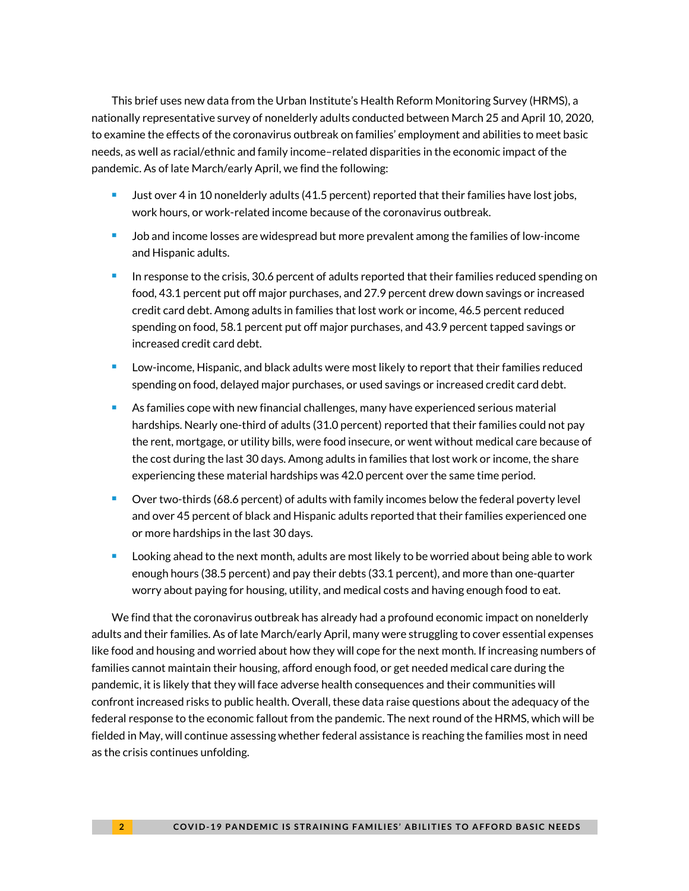This brief uses new data from the Urban Institute's Health Reform Monitoring Survey (HRMS), a nationally representative survey of nonelderly adults conducted between March 25 and April 10, 2020, to examine the effects of the coronavirus outbreak on families' employment and abilities to meet basic needs, as well as racial/ethnic and family income–related disparities in the economic impact of the pandemic. As of late March/early April, we find the following:

- Just over 4 in 10 nonelderly adults (41.5 percent) reported that their families have lost jobs, work hours, or work-related income because of the coronavirus outbreak.
- Job and income losses are widespread but more prevalent among the families of low-income and Hispanic adults.
- In response to the crisis, 30.6 percent of adults reported that their families reduced spending on food, 43.1 percent put off major purchases, and 27.9 percent drew down savings or increased credit card debt. Among adults in families that lost work or income, 46.5 percent reduced spending on food, 58.1 percent put off major purchases, and 43.9 percent tapped savings or increased credit card debt.
- Low-income, Hispanic, and black adults were most likely to report that their families reduced spending on food, delayed major purchases, or used savings or increased credit card debt.
- As families cope with new financial challenges, many have experienced serious material hardships. Nearly one-third of adults (31.0 percent) reported that their families could not pay the rent, mortgage, or utility bills, were food insecure, or went without medical care because of the cost during the last 30 days. Among adults in families that lost work or income, the share experiencing these material hardships was 42.0 percent over the same time period.
- Over two-thirds (68.6 percent) of adults with family incomes below the federal poverty level and over 45 percent of black and Hispanic adults reported that their families experienced one or more hardships in the last 30 days.
- Looking ahead to the next month, adults are most likely to be worried about being able to work enough hours (38.5 percent) and pay their debts (33.1 percent), and more than one-quarter worry about paying for housing, utility, and medical costs and having enough food to eat.

We find that the coronavirus outbreak has already had a profound economic impact on nonelderly adults and their families. As of late March/early April, many were struggling to cover essential expenses like food and housing and worried about how they will cope for the next month. If increasing numbers of families cannot maintain their housing, afford enough food, or get needed medical care during the pandemic, it is likely that they will face adverse health consequences and their communities will confront increased risks to public health. Overall, these data raise questions about the adequacy of the federal response to the economic fallout from the pandemic. The next round of the HRMS, which will be fielded in May, will continue assessing whether federal assistance is reaching the families most in need as the crisis continues unfolding.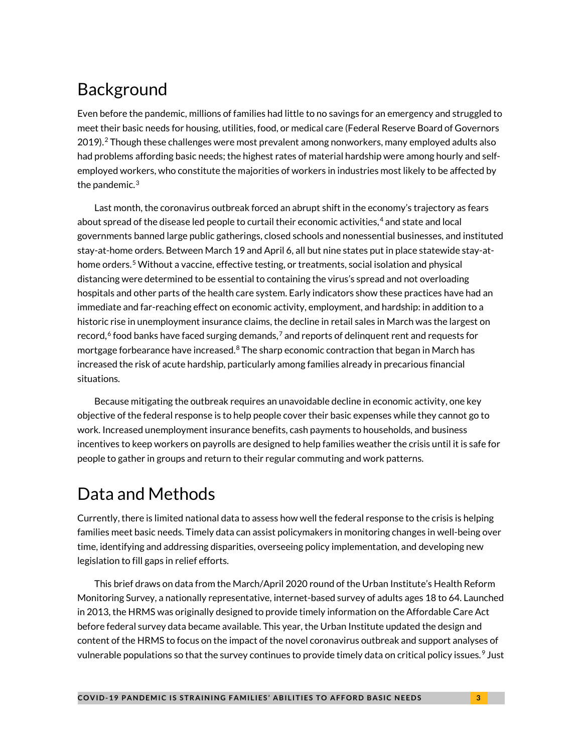## Background

Even before the pandemic, millions of families had little to no savings for an emergency and struggled to meet their basic needs for housing, utilities, food, or medical care (Federal Reserve Board of Governors 2019).[2] Though these challenges were most prevalent among nonworkers, many employed adults also had problems affording basic needs; the highest rates of material hardship were among hourly and self-employed workers, who constitute the majorities of workers in industries most likely to be affected by the pandemic.[3]

Last month, the coronavirus outbreak forced an abrupt shift in the economy's trajectory as fears about spread of the disease led people to curtail their economic activities,[4] and state and local governments banned large public gatherings, closed schools and nonessential businesses, and instituted stay-at-home orders. Between March 19 and April 6, all but nine states put in place statewide stay-at-home orders.[5] Without a vaccine, effective testing, or treatments, social isolation and physical distancing were determined to be essential to containing the virus's spread and not overloading hospitals and other parts of the health care system. Early indicators show these practices have had an immediate and far-reaching effect on economic activity, employment, and hardship: in addition to a historic rise in unemployment insurance claims, the decline in retail sales in March was the largest on record,[6] food banks have faced surging demands,[7] and reports of delinquent rent and requests for mortgage forbearance have increased.[8] The sharp economic contraction that began in March has increased the risk of acute hardship, particularly among families already in precarious financial situations.

Because mitigating the outbreak requires an unavoidable decline in economic activity, one key objective of the federal response is to help people cover their basic expenses while they cannot go to work. Increased unemployment insurance benefits, cash payments to households, and business incentives to keep workers on payrolls are designed to help families weather the crisis until it is safe for people to gather in groups and return to their regular commuting and work patterns.

## Data and Methods

Currently, there is limited national data to assess how well the federal response to the crisis is helping families meet basic needs. Timely data can assist policymakers in monitoring changes in well-being over time, identifying and addressing disparities, overseeing policy implementation, and developing new legislation to fill gaps in relief efforts.

This brief draws on data from the March/April 2020 round of the Urban Institute's Health Reform Monitoring Survey, a nationally representative, internet-based survey of adults ages 18 to 64. Launched in 2013, the HRMS was originally designed to provide timely information on the Affordable Care Act before federal survey data became available. This year, the Urban Institute updated the design and content of the HRMS to focus on the impact of the novel coronavirus outbreak and support analyses of vulnerable populations so that the survey continues to provide timely data on critical policy issues.[9] Just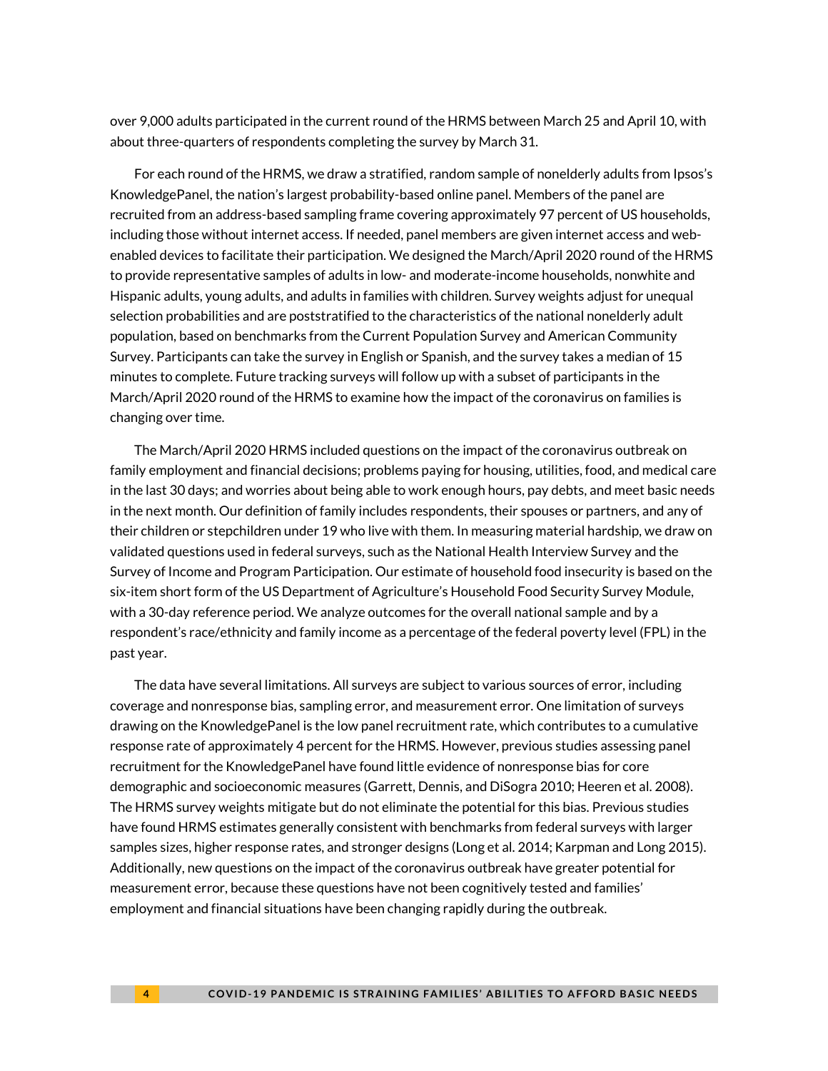over 9,000 adults participated in the current round of the HRMS between March 25 and April 10, with about three-quarters of respondents completing the survey by March 31.

For each round of the HRMS, we draw a stratified, random sample of nonelderly adults from Ipsos's KnowledgePanel, the nation's largest probability-based online panel. Members of the panel are recruited from an address-based sampling frame covering approximately 97 percent of US households, including those without internet access. If needed, panel members are given internet access and web-enabled devices to facilitate their participation. We designed the March/April 2020 round of the HRMS to provide representative samples of adults in low- and moderate-income households, nonwhite and Hispanic adults, young adults, and adults in families with children. Survey weights adjust for unequal selection probabilities and are poststratified to the characteristics of the national nonelderly adult population, based on benchmarks from the Current Population Survey and American Community Survey. Participants can take the survey in English or Spanish, and the survey takes a median of 15 minutes to complete. Future tracking surveys will follow up with a subset of participants in the March/April 2020 round of the HRMS to examine how the impact of the coronavirus on families is changing over time.

The March/April 2020 HRMS included questions on the impact of the coronavirus outbreak on family employment and financial decisions; problems paying for housing, utilities, food, and medical care in the last 30 days; and worries about being able to work enough hours, pay debts, and meet basic needs in the next month. Our definition of family includes respondents, their spouses or partners, and any of their children or stepchildren under 19 who live with them. In measuring material hardship, we draw on validated questions used in federal surveys, such as the National Health Interview Survey and the Survey of Income and Program Participation. Our estimate of household food insecurity is based on the six-item short form of the US Department of Agriculture's Household Food Security Survey Module, with a 30-day reference period. We analyze outcomes for the overall national sample and by a respondent's race/ethnicity and family income as a percentage of the federal poverty level (FPL) in the past year.

The data have several limitations. All surveys are subject to various sources of error, including coverage and nonresponse bias, sampling error, and measurement error. One limitation of surveys drawing on the KnowledgePanel is the low panel recruitment rate, which contributes to a cumulative response rate of approximately 4 percent for the HRMS. However, previous studies assessing panel recruitment for the KnowledgePanel have found little evidence of nonresponse bias for core demographic and socioeconomic measures (Garrett, Dennis, and DiSogra 2010; Heeren et al. 2008). The HRMS survey weights mitigate but do not eliminate the potential for this bias. Previous studies have found HRMS estimates generally consistent with benchmarks from federal surveys with larger samples sizes, higher response rates, and stronger designs (Long et al. 2014; Karpman and Long 2015). Additionally, new questions on the impact of the coronavirus outbreak have greater potential for measurement error, because these questions have not been cognitively tested and families' employment and financial situations have been changing rapidly during the outbreak.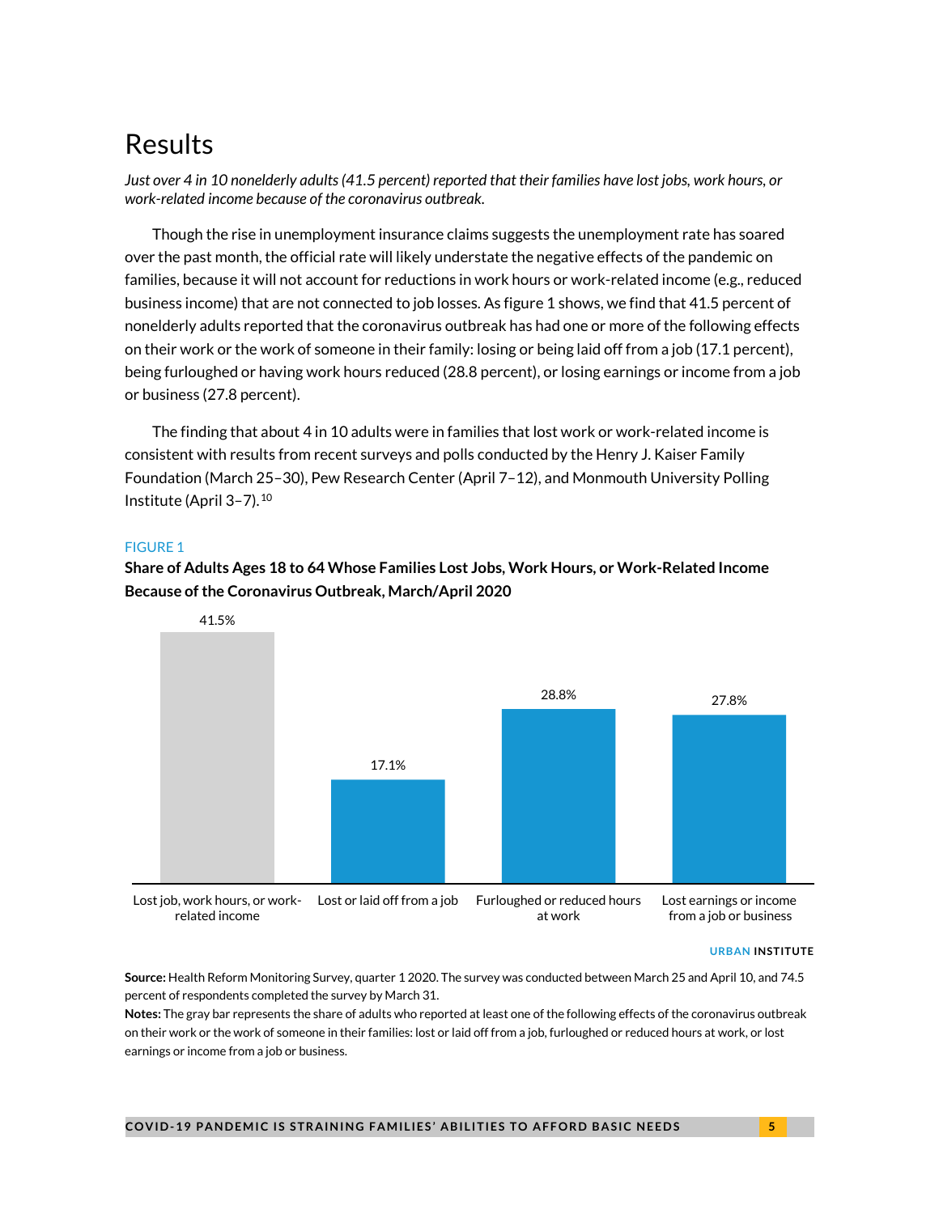# Results

*Just over 4 in 10 nonelderly adults (41.5 percent) reported that their families have lost jobs, work hours, or work-related income because of the coronavirus outbreak.*

Though the rise in unemployment insurance claims suggests the unemployment rate has soared over the past month, the official rate will likely understate the negative effects of the pandemic on families, because it will not account for reductions in work hours or work-related income (e.g., reduced business income) that are not connected to job losses. As figure 1 shows, we find that 41.5 percent of nonelderly adults reported that the coronavirus outbreak has had one or more of the following effects on their work or the work of someone in their family: losing or being laid off from a job (17.1 percent), being furloughed or having work hours reduced (28.8 percent), or losing earnings or income from a job or business (27.8 percent).

The finding that about 4 in 10 adults were in families that lost work or work-related income is consistent with results from recent surveys and polls conducted by the Henry J. Kaiser Family Foundation (March 25–30), Pew Research Center (April 7–12), and Monmouth University Polling Institute (April 3–7).[10]

FIGURE 1

**Share of Adults Ages 18 to 64 Whose Families Lost Jobs, Work Hours, or Work-Related Income Because of the Coronavirus Outbreak, March/April 2020**

| Category | Share |
|---|---|
| Lost job, work hours, or work-related income | 41.5% |
| Lost or laid off from a job | 17.1% |
| Furloughed or reduced hours at work | 28.8% |
| Lost earnings or income from a job or business | 27.8% |

URBAN INSTITUTE

**Source:** Health Reform Monitoring Survey, quarter 1 2020. The survey was conducted between March 25 and April 10, and 74.5 percent of respondents completed the survey by March 31.

**Notes:** The gray bar represents the share of adults who reported at least one of the following effects of the coronavirus outbreak on their work or the work of someone in their families: lost or laid off from a job, furloughed or reduced hours at work, or lost earnings or income from a job or business.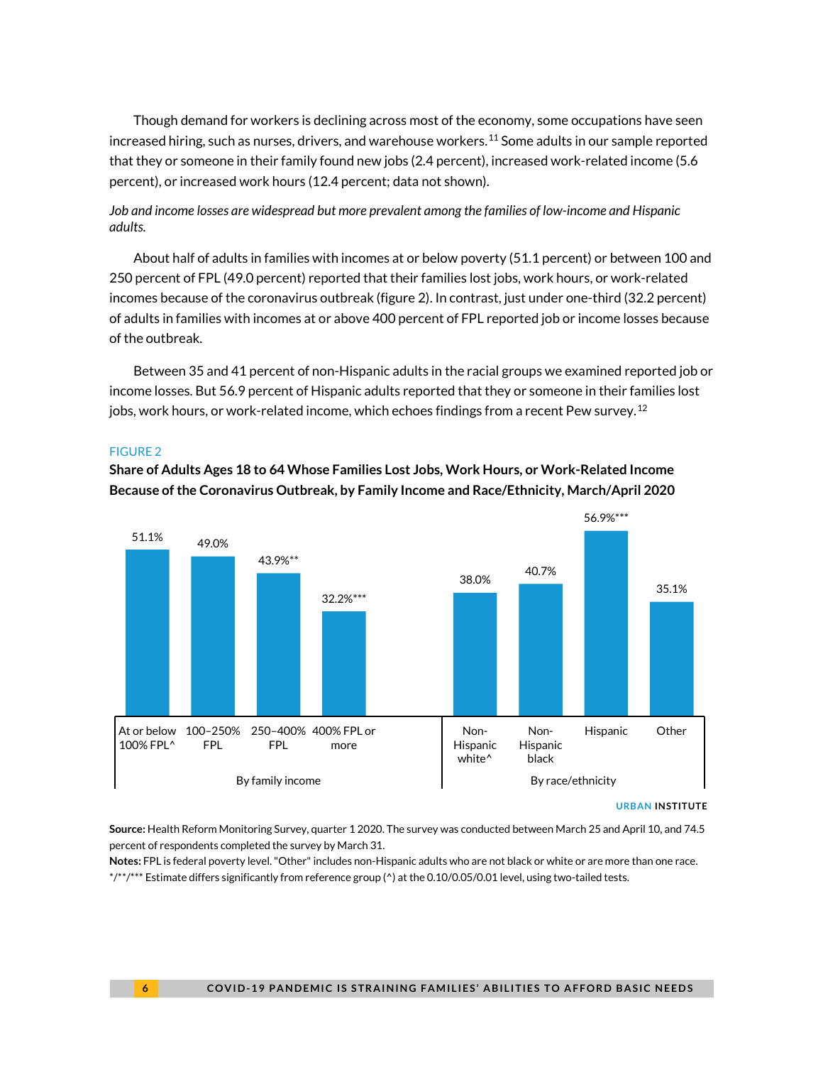Though demand for workers is declining across most of the economy, some occupations have seen increased hiring, such as nurses, drivers, and warehouse workers.[11] Some adults in our sample reported that they or someone in their family found new jobs (2.4 percent), increased work-related income (5.6 percent), or increased work hours (12.4 percent; data not shown).

*Job and income losses are widespread but more prevalent among the families of low-income and Hispanic adults.*

About half of adults in families with incomes at or below poverty (51.1 percent) or between 100 and 250 percent of FPL (49.0 percent) reported that their families lost jobs, work hours, or work-related incomes because of the coronavirus outbreak (figure 2). In contrast, just under one-third (32.2 percent) of adults in families with incomes at or above 400 percent of FPL reported job or income losses because of the outbreak.

Between 35 and 41 percent of non-Hispanic adults in the racial groups we examined reported job or income losses. But 56.9 percent of Hispanic adults reported that they or someone in their families lost jobs, work hours, or work-related income, which echoes findings from a recent Pew survey.[12]

FIGURE 2

**Share of Adults Ages 18 to 64 Whose Families Lost Jobs, Work Hours, or Work-Related Income Because of the Coronavirus Outbreak, by Family Income and Race/Ethnicity, March/April 2020**

| Group | Category | Share |
|---|---|---|
| By family income | At or below 100% FPL^ | 51.1% |
| | 100–250% FPL | 49.0% |
| | 250–400% FPL | 43.9%** |
| | 400% FPL or more | 32.2%*** |
| By race/ethnicity | Non-Hispanic white^ | 38.0% |
| | Non-Hispanic black | 40.7% |
| | Hispanic | 56.9%*** |
| | Other | 35.1% |

URBAN INSTITUTE

**Source:** Health Reform Monitoring Survey, quarter 1 2020. The survey was conducted between March 25 and April 10, and 74.5 percent of respondents completed the survey by March 31.

**Notes:** FPL is federal poverty level. "Other" includes non-Hispanic adults who are not black or white or are more than one race.
*/**/*** Estimate differs significantly from reference group (^) at the 0.10/0.05/0.01 level, using two-tailed tests.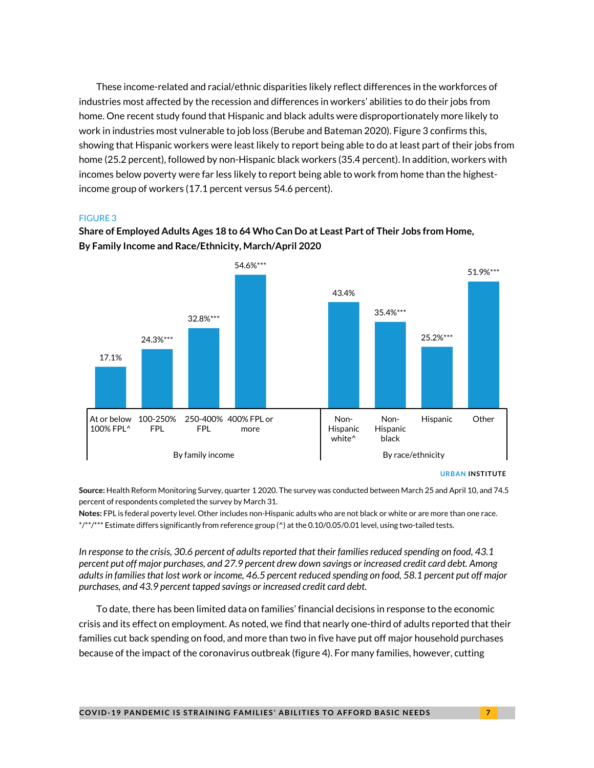These income-related and racial/ethnic disparities likely reflect differences in the workforces of industries most affected by the recession and differences in workers' abilities to do their jobs from home. One recent study found that Hispanic and black adults were disproportionately more likely to work in industries most vulnerable to job loss (Berube and Bateman 2020). Figure 3 confirms this, showing that Hispanic workers were least likely to report being able to do at least part of their jobs from home (25.2 percent), followed by non-Hispanic black workers (35.4 percent). In addition, workers with incomes below poverty were far less likely to report being able to work from home than the highest-income group of workers (17.1 percent versus 54.6 percent).

FIGURE 3

**Share of Employed Adults Ages 18 to 64 Who Can Do at Least Part of Their Jobs from Home, By Family Income and Race/Ethnicity, March/April 2020**

| Group | Category | Share |
|---|---|---|
| By family income | At or below 100% FPL^ | 17.1% |
| | 100-250% FPL | 24.3%*** |
| | 250-400% FPL | 32.8%*** |
| | 400% FPL or more | 54.6%*** |
| By race/ethnicity | Non-Hispanic white^ | 43.4% |
| | Non-Hispanic black | 35.4%*** |
| | Hispanic | 25.2%*** |
| | Other | 51.9%*** |

URBAN INSTITUTE

**Source:** Health Reform Monitoring Survey, quarter 1 2020. The survey was conducted between March 25 and April 10, and 74.5 percent of respondents completed the survey by March 31.

**Notes:** FPL is federal poverty level. Other includes non-Hispanic adults who are not black or white or are more than one race.
*/**/*** Estimate differs significantly from reference group (^) at the 0.10/0.05/0.01 level, using two-tailed tests.

*In response to the crisis, 30.6 percent of adults reported that their families reduced spending on food, 43.1 percent put off major purchases, and 27.9 percent drew down savings or increased credit card debt. Among adults in families that lost work or income, 46.5 percent reduced spending on food, 58.1 percent put off major purchases, and 43.9 percent tapped savings or increased credit card debt.*

To date, there has been limited data on families' financial decisions in response to the economic crisis and its effect on employment. As noted, we find that nearly one-third of adults reported that their families cut back spending on food, and more than two in five have put off major household purchases because of the impact of the coronavirus outbreak (figure 4). For many families, however, cutting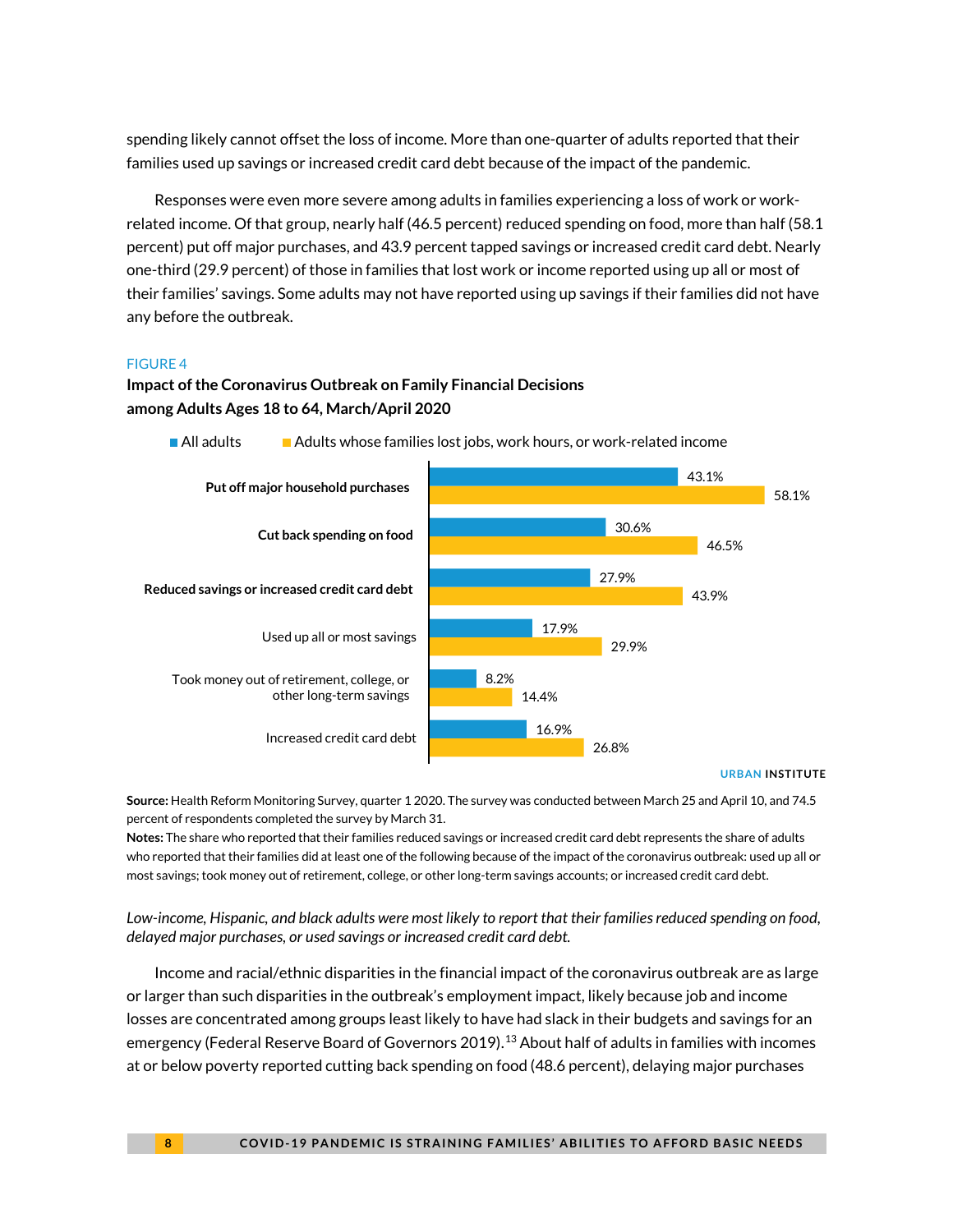spending likely cannot offset the loss of income. More than one-quarter of adults reported that their families used up savings or increased credit card debt because of the impact of the pandemic.

Responses were even more severe among adults in families experiencing a loss of work or work-related income. Of that group, nearly half (46.5 percent) reduced spending on food, more than half (58.1 percent) put off major purchases, and 43.9 percent tapped savings or increased credit card debt. Nearly one-third (29.9 percent) of those in families that lost work or income reported using up all or most of their families' savings. Some adults may not have reported using up savings if their families did not have any before the outbreak.

FIGURE 4

**Impact of the Coronavirus Outbreak on Family Financial Decisions among Adults Ages 18 to 64, March/April 2020**

| | All adults | Adults whose families lost jobs, work hours, or work-related income |
|---|---|---|
| **Put off major household purchases** | 43.1% | 58.1% |
| **Cut back spending on food** | 30.6% | 46.5% |
| **Reduced savings or increased credit card debt** | 27.9% | 43.9% |
| Used up all or most savings | 17.9% | 29.9% |
| Took money out of retirement, college, or other long-term savings | 8.2% | 14.4% |
| Increased credit card debt | 16.9% | 26.8% |

URBAN INSTITUTE

**Source:** Health Reform Monitoring Survey, quarter 1 2020. The survey was conducted between March 25 and April 10, and 74.5 percent of respondents completed the survey by March 31.

**Notes:** The share who reported that their families reduced savings or increased credit card debt represents the share of adults who reported that their families did at least one of the following because of the impact of the coronavirus outbreak: used up all or most savings; took money out of retirement, college, or other long-term savings accounts; or increased credit card debt.

*Low-income, Hispanic, and black adults were most likely to report that their families reduced spending on food, delayed major purchases, or used savings or increased credit card debt.*

Income and racial/ethnic disparities in the financial impact of the coronavirus outbreak are as large or larger than such disparities in the outbreak's employment impact, likely because job and income losses are concentrated among groups least likely to have had slack in their budgets and savings for an emergency (Federal Reserve Board of Governors 2019).[13] About half of adults in families with incomes at or below poverty reported cutting back spending on food (48.6 percent), delaying major purchases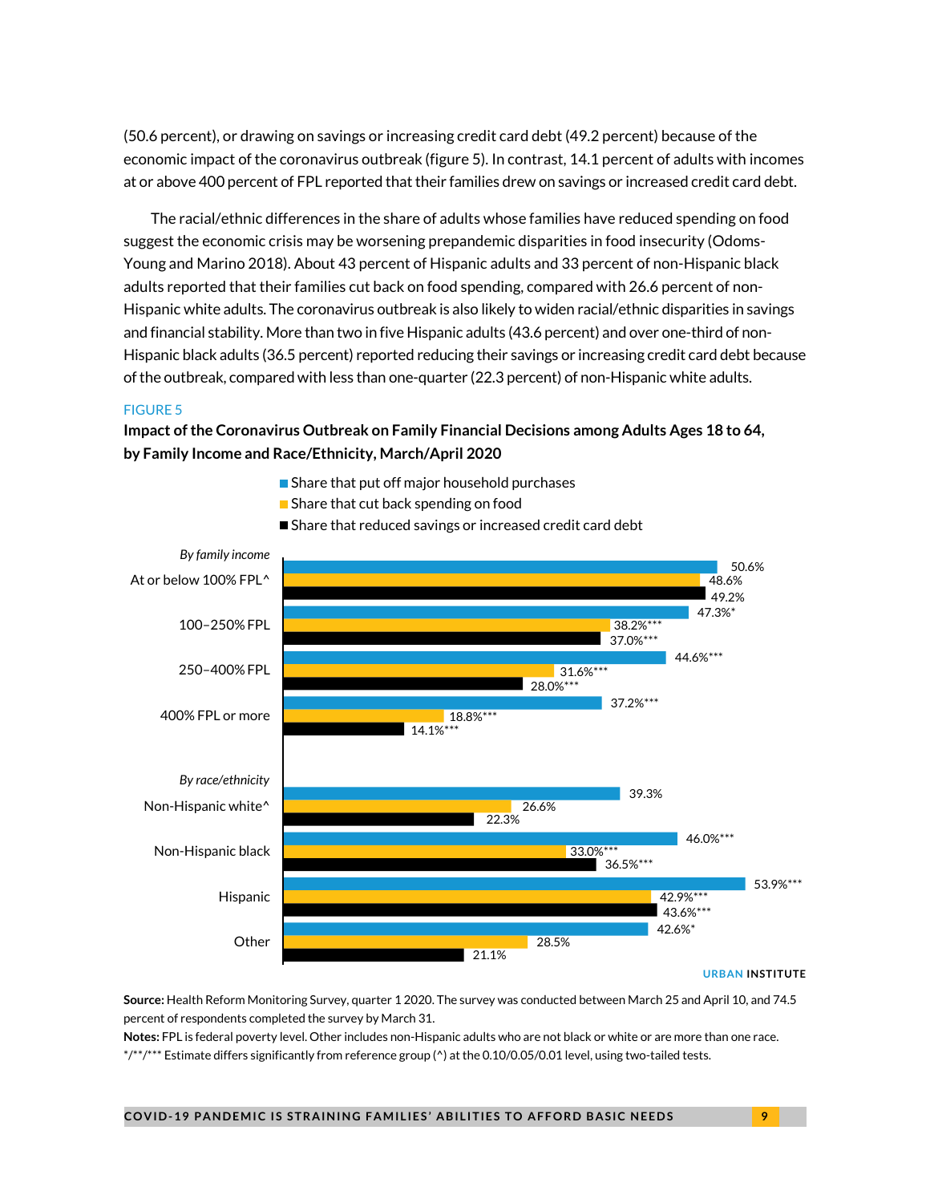(50.6 percent), or drawing on savings or increasing credit card debt (49.2 percent) because of the economic impact of the coronavirus outbreak (figure 5). In contrast, 14.1 percent of adults with incomes at or above 400 percent of FPL reported that their families drew on savings or increased credit card debt.

The racial/ethnic differences in the share of adults whose families have reduced spending on food suggest the economic crisis may be worsening prepandemic disparities in food insecurity (Odoms-Young and Marino 2018). About 43 percent of Hispanic adults and 33 percent of non-Hispanic black adults reported that their families cut back on food spending, compared with 26.6 percent of non-Hispanic white adults. The coronavirus outbreak is also likely to widen racial/ethnic disparities in savings and financial stability. More than two in five Hispanic adults (43.6 percent) and over one-third of non-Hispanic black adults (36.5 percent) reported reducing their savings or increasing credit card debt because of the outbreak, compared with less than one-quarter (22.3 percent) of non-Hispanic white adults.

FIGURE 5

**Impact of the Coronavirus Outbreak on Family Financial Decisions among Adults Ages 18 to 64, by Family Income and Race/Ethnicity, March/April 2020**

| | Share that put off major household purchases | Share that cut back spending on food | Share that reduced savings or increased credit card debt |
|---|---|---|---|
| *By family income* | | | |
| At or below 100% FPL^ | 50.6% | 48.6% | 49.2% |
| 100–250% FPL | 47.3%* | 38.2%*** | 37.0%*** |
| 250–400% FPL | 44.6%*** | 31.6%*** | 28.0%*** |
| 400% FPL or more | 37.2%*** | 18.8%*** | 14.1%*** |
| *By race/ethnicity* | | | |
| Non-Hispanic white^ | 39.3% | 26.6% | 22.3% |
| Non-Hispanic black | 46.0%*** | 33.0%*** | 36.5%*** |
| Hispanic | 53.9%*** | 42.9%*** | 43.6%*** |
| Other | 42.6%* | 28.5% | 21.1% |

URBAN INSTITUTE

**Source:** Health Reform Monitoring Survey, quarter 1 2020. The survey was conducted between March 25 and April 10, and 74.5 percent of respondents completed the survey by March 31.

**Notes:** FPL is federal poverty level. Other includes non-Hispanic adults who are not black or white or are more than one race.
*/**/*** Estimate differs significantly from reference group (^) at the 0.10/0.05/0.01 level, using two-tailed tests.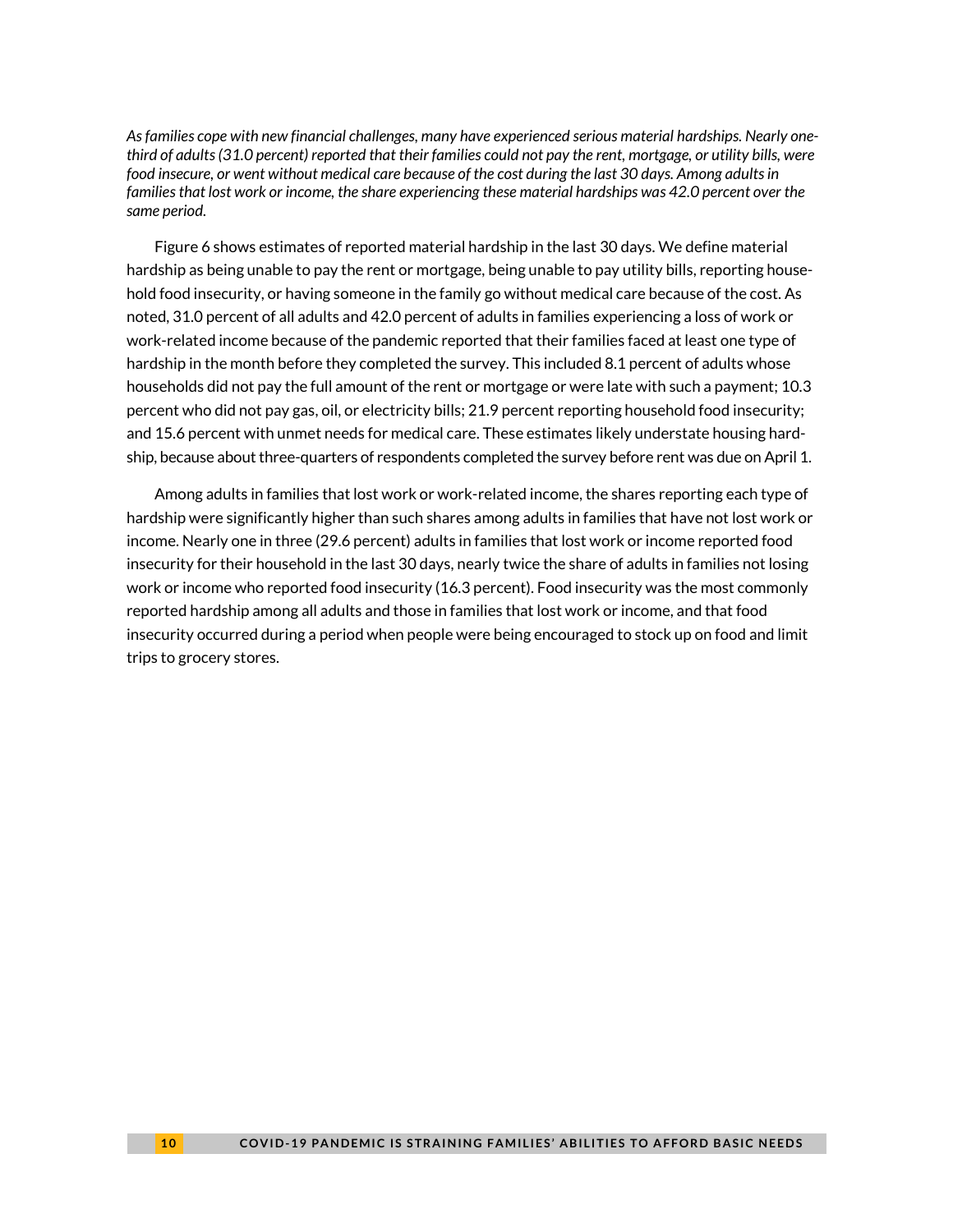*As families cope with new financial challenges, many have experienced serious material hardships. Nearly one-third of adults (31.0 percent) reported that their families could not pay the rent, mortgage, or utility bills, were food insecure, or went without medical care because of the cost during the last 30 days. Among adults in families that lost work or income, the share experiencing these material hardships was 42.0 percent over the same period.*

Figure 6 shows estimates of reported material hardship in the last 30 days. We define material hardship as being unable to pay the rent or mortgage, being unable to pay utility bills, reporting household food insecurity, or having someone in the family go without medical care because of the cost. As noted, 31.0 percent of all adults and 42.0 percent of adults in families experiencing a loss of work or work-related income because of the pandemic reported that their families faced at least one type of hardship in the month before they completed the survey. This included 8.1 percent of adults whose households did not pay the full amount of the rent or mortgage or were late with such a payment; 10.3 percent who did not pay gas, oil, or electricity bills; 21.9 percent reporting household food insecurity; and 15.6 percent with unmet needs for medical care. These estimates likely understate housing hardship, because about three-quarters of respondents completed the survey before rent was due on April 1.

Among adults in families that lost work or work-related income, the shares reporting each type of hardship were significantly higher than such shares among adults in families that have not lost work or income. Nearly one in three (29.6 percent) adults in families that lost work or income reported food insecurity for their household in the last 30 days, nearly twice the share of adults in families not losing work or income who reported food insecurity (16.3 percent). Food insecurity was the most commonly reported hardship among all adults and those in families that lost work or income, and that food insecurity occurred during a period when people were being encouraged to stock up on food and limit trips to grocery stores.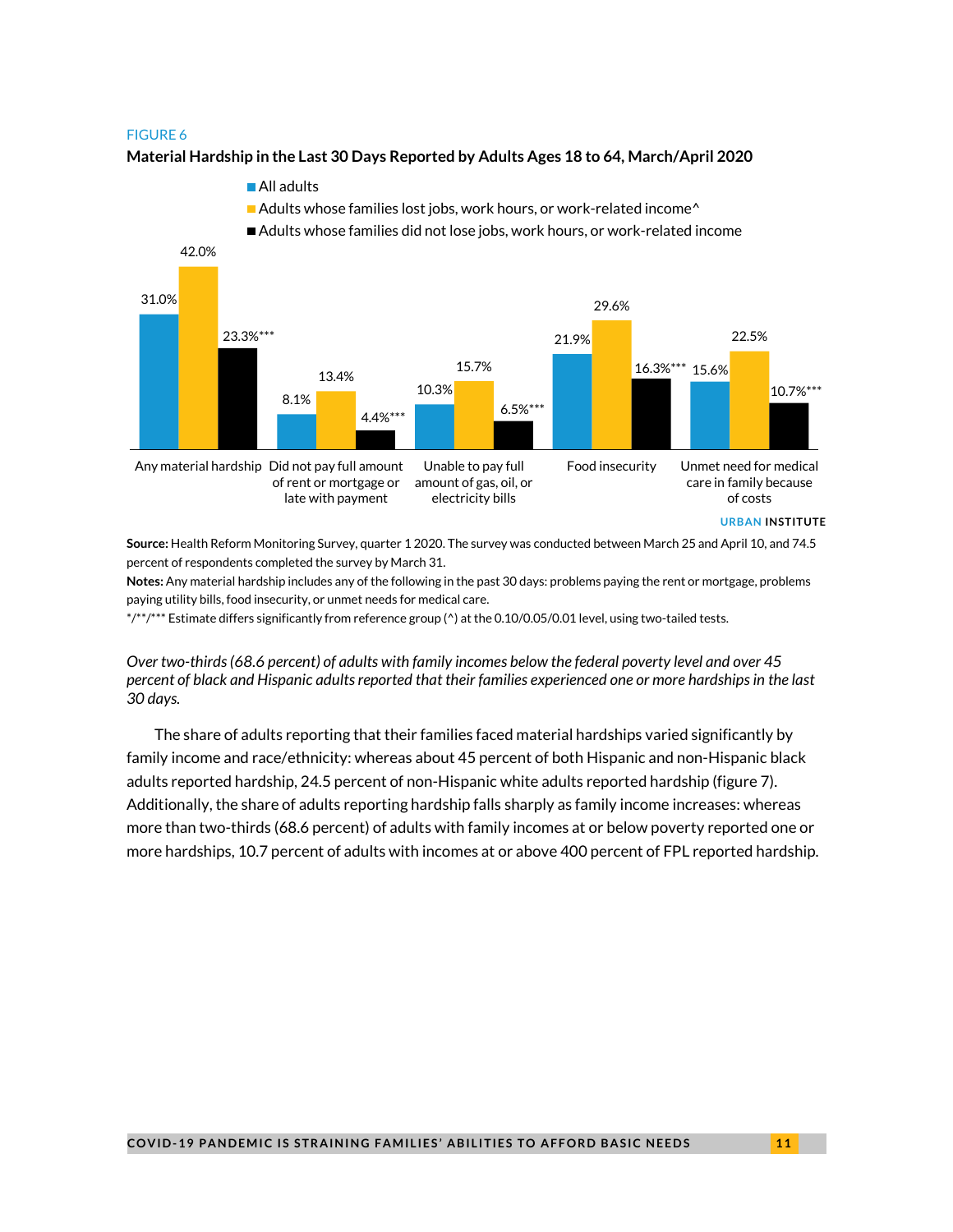FIGURE 6

**Material Hardship in the Last 30 Days Reported by Adults Ages 18 to 64, March/April 2020**

| | All adults | Adults whose families lost jobs, work hours, or work-related income^ | Adults whose families did not lose jobs, work hours, or work-related income |
|---|---|---|---|
| Any material hardship | 31.0% | 42.0% | 23.3%*** |
| Did not pay full amount of rent or mortgage or late with payment | 8.1% | 13.4% | 4.4%*** |
| Unable to pay full amount of gas, oil, or electricity bills | 10.3% | 15.7% | 6.5%*** |
| Food insecurity | 21.9% | 29.6% | 16.3%*** |
| Unmet need for medical care in family because of costs | 15.6% | 22.5% | 10.7%*** |

URBAN INSTITUTE

**Source:** Health Reform Monitoring Survey, quarter 1 2020. The survey was conducted between March 25 and April 10, and 74.5 percent of respondents completed the survey by March 31.

**Notes:** Any material hardship includes any of the following in the past 30 days: problems paying the rent or mortgage, problems paying utility bills, food insecurity, or unmet needs for medical care.

*/**/*** Estimate differs significantly from reference group (^) at the 0.10/0.05/0.01 level, using two-tailed tests.

*Over two-thirds (68.6 percent) of adults with family incomes below the federal poverty level and over 45 percent of black and Hispanic adults reported that their families experienced one or more hardships in the last 30 days.*

The share of adults reporting that their families faced material hardships varied significantly by family income and race/ethnicity: whereas about 45 percent of both Hispanic and non-Hispanic black adults reported hardship, 24.5 percent of non-Hispanic white adults reported hardship (figure 7). Additionally, the share of adults reporting hardship falls sharply as family income increases: whereas more than two-thirds (68.6 percent) of adults with family incomes at or below poverty reported one or more hardships, 10.7 percent of adults with incomes at or above 400 percent of FPL reported hardship.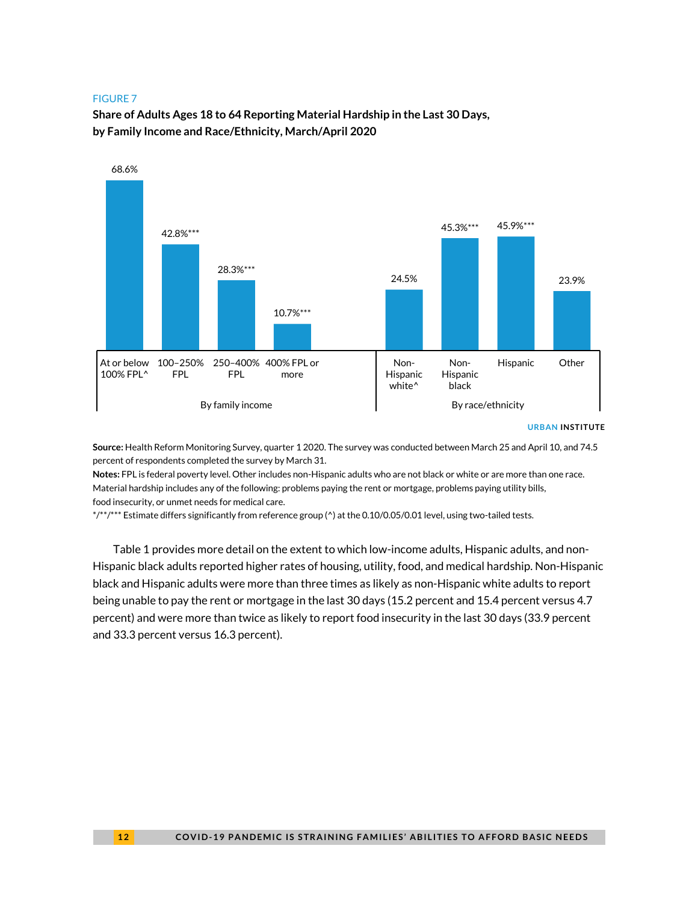FIGURE 7

**Share of Adults Ages 18 to 64 Reporting Material Hardship in the Last 30 Days, by Family Income and Race/Ethnicity, March/April 2020**

| Group | Category | Share |
|---|---|---|
| By family income | At or below 100% FPL^ | 68.6% |
| By family income | 100–250% FPL | 42.8%*** |
| By family income | 250–400% FPL | 28.3%*** |
| By family income | 400% FPL or more | 10.7%*** |
| By race/ethnicity | Non-Hispanic white^ | 24.5% |
| By race/ethnicity | Non-Hispanic black | 45.3%*** |
| By race/ethnicity | Hispanic | 45.9%*** |
| By race/ethnicity | Other | 23.9% |

URBAN INSTITUTE

**Source:** Health Reform Monitoring Survey, quarter 1 2020. The survey was conducted between March 25 and April 10, and 74.5 percent of respondents completed the survey by March 31.

**Notes:** FPL is federal poverty level. Other includes non-Hispanic adults who are not black or white or are more than one race. Material hardship includes any of the following: problems paying the rent or mortgage, problems paying utility bills, food insecurity, or unmet needs for medical care.

*/**/*** Estimate differs significantly from reference group (^) at the 0.10/0.05/0.01 level, using two-tailed tests.

Table 1 provides more detail on the extent to which low-income adults, Hispanic adults, and non-Hispanic black adults reported higher rates of housing, utility, food, and medical hardship. Non-Hispanic black and Hispanic adults were more than three times as likely as non-Hispanic white adults to report being unable to pay the rent or mortgage in the last 30 days (15.2 percent and 15.4 percent versus 4.7 percent) and were more than twice as likely to report food insecurity in the last 30 days (33.9 percent and 33.3 percent versus 16.3 percent).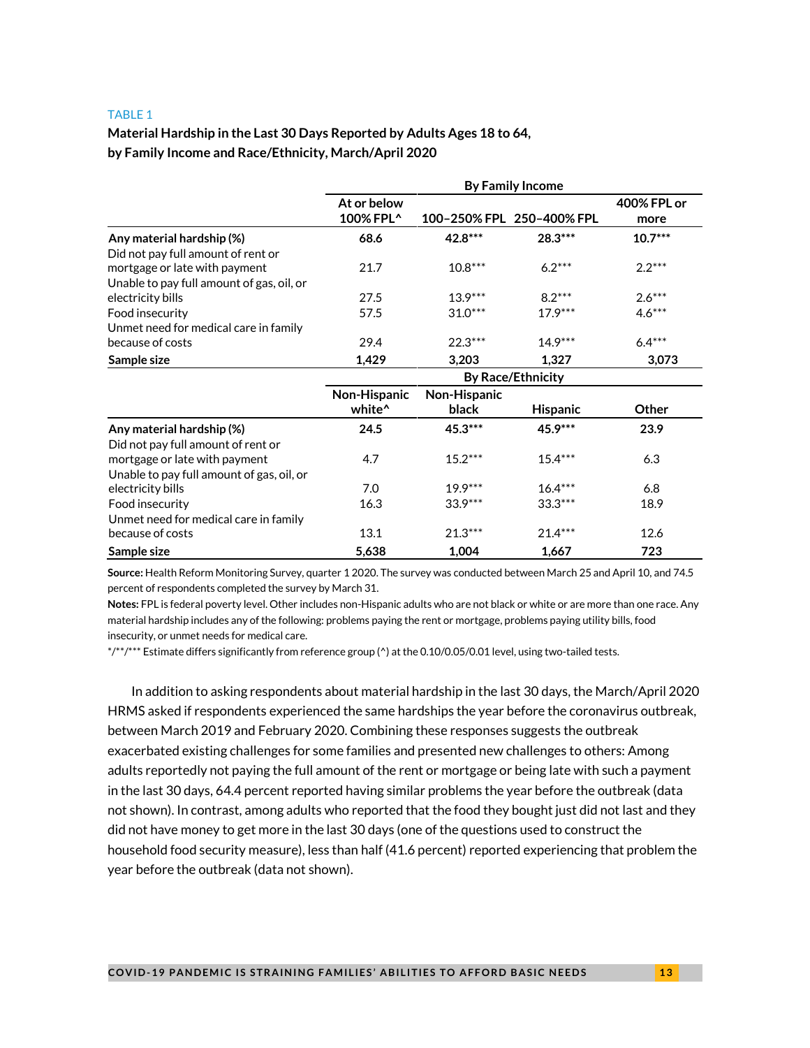TABLE 1

**Material Hardship in the Last 30 Days Reported by Adults Ages 18 to 64, by Family Income and Race/Ethnicity, March/April 2020**

| | By Family Income | | | |
|---|---|---|---|---|
| | At or below 100% FPL^ | 100–250% FPL | 250–400% FPL | 400% FPL or more |
| **Any material hardship (%)** | **68.6** | **42.8*** ** | **28.3*** ** | **10.7*** ** |
| Did not pay full amount of rent or mortgage or late with payment | 21.7 | 10.8*** | 6.2*** | 2.2*** |
| Unable to pay full amount of gas, oil, or electricity bills | 27.5 | 13.9*** | 8.2*** | 2.6*** |
| Food insecurity | 57.5 | 31.0*** | 17.9*** | 4.6*** |
| Unmet need for medical care in family because of costs | 29.4 | 22.3*** | 14.9*** | 6.4*** |
| **Sample size** | **1,429** | **3,203** | **1,327** | **3,073** |
| | **By Race/Ethnicity** | | | |
| | Non-Hispanic white^ | Non-Hispanic black | Hispanic | Other |
| **Any material hardship (%)** | **24.5** | **45.3*** ** | **45.9*** ** | **23.9** |
| Did not pay full amount of rent or mortgage or late with payment | 4.7 | 15.2*** | 15.4*** | 6.3 |
| Unable to pay full amount of gas, oil, or electricity bills | 7.0 | 19.9*** | 16.4*** | 6.8 |
| Food insecurity | 16.3 | 33.9*** | 33.3*** | 18.9 |
| Unmet need for medical care in family because of costs | 13.1 | 21.3*** | 21.4*** | 12.6 |
| **Sample size** | **5,638** | **1,004** | **1,667** | **723** |

**Source:** Health Reform Monitoring Survey, quarter 1 2020. The survey was conducted between March 25 and April 10, and 74.5 percent of respondents completed the survey by March 31.

**Notes:** FPL is federal poverty level. Other includes non-Hispanic adults who are not black or white or are more than one race. Any material hardship includes any of the following: problems paying the rent or mortgage, problems paying utility bills, food insecurity, or unmet needs for medical care.

*/**/*** Estimate differs significantly from reference group (^) at the 0.10/0.05/0.01 level, using two-tailed tests.

In addition to asking respondents about material hardship in the last 30 days, the March/April 2020 HRMS asked if respondents experienced the same hardships the year before the coronavirus outbreak, between March 2019 and February 2020. Combining these responses suggests the outbreak exacerbated existing challenges for some families and presented new challenges to others: Among adults reportedly not paying the full amount of the rent or mortgage or being late with such a payment in the last 30 days, 64.4 percent reported having similar problems the year before the outbreak (data not shown). In contrast, among adults who reported that the food they bought just did not last and they did not have money to get more in the last 30 days (one of the questions used to construct the household food security measure), less than half (41.6 percent) reported experiencing that problem the year before the outbreak (data not shown).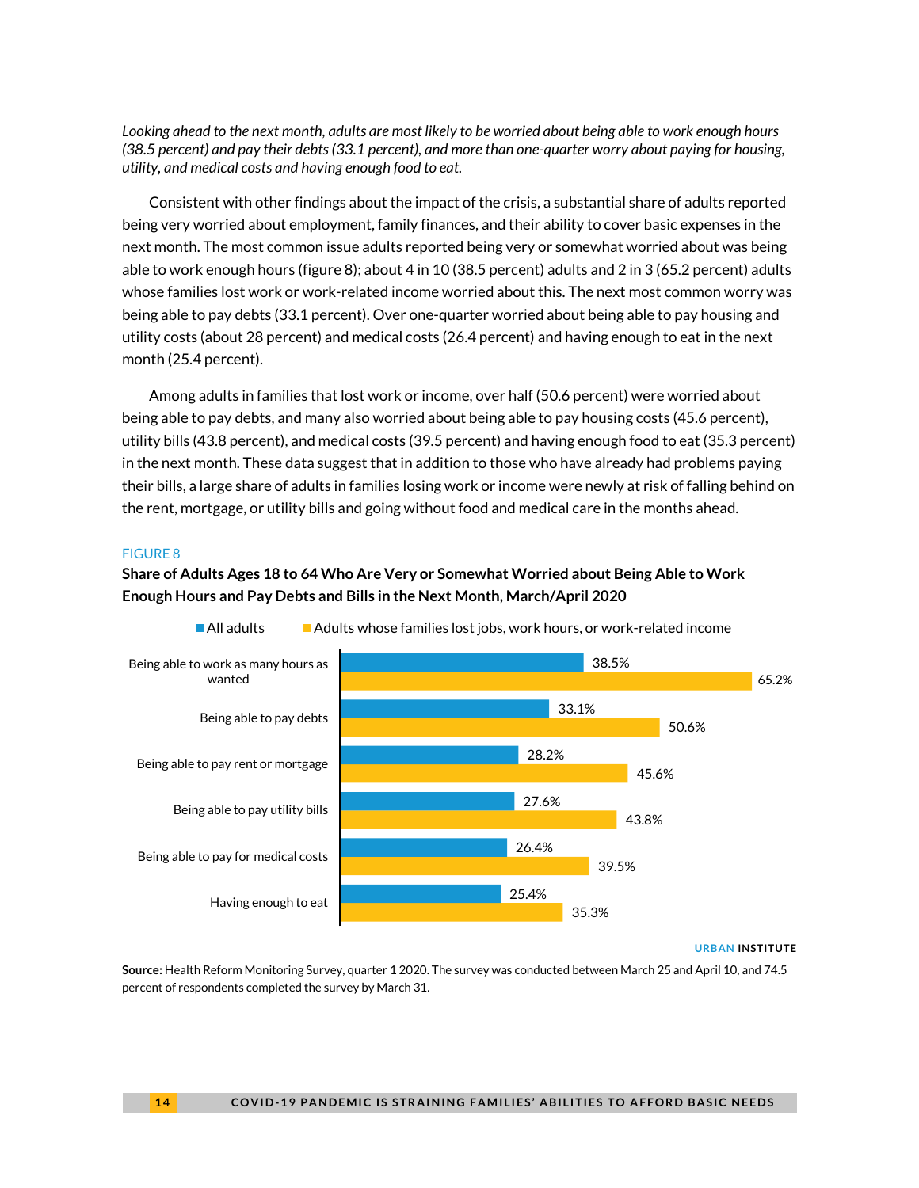*Looking ahead to the next month, adults are most likely to be worried about being able to work enough hours (38.5 percent) and pay their debts (33.1 percent), and more than one-quarter worry about paying for housing, utility, and medical costs and having enough food to eat.*

Consistent with other findings about the impact of the crisis, a substantial share of adults reported being very worried about employment, family finances, and their ability to cover basic expenses in the next month. The most common issue adults reported being very or somewhat worried about was being able to work enough hours (figure 8); about 4 in 10 (38.5 percent) adults and 2 in 3 (65.2 percent) adults whose families lost work or work-related income worried about this. The next most common worry was being able to pay debts (33.1 percent). Over one-quarter worried about being able to pay housing and utility costs (about 28 percent) and medical costs (26.4 percent) and having enough to eat in the next month (25.4 percent).

Among adults in families that lost work or income, over half (50.6 percent) were worried about being able to pay debts, and many also worried about being able to pay housing costs (45.6 percent), utility bills (43.8 percent), and medical costs (39.5 percent) and having enough food to eat (35.3 percent) in the next month. These data suggest that in addition to those who have already had problems paying their bills, a large share of adults in families losing work or income were newly at risk of falling behind on the rent, mortgage, or utility bills and going without food and medical care in the months ahead.

FIGURE 8

**Share of Adults Ages 18 to 64 Who Are Very or Somewhat Worried about Being Able to Work Enough Hours and Pay Debts and Bills in the Next Month, March/April 2020**

| | All adults | Adults whose families lost jobs, work hours, or work-related income |
|---|---|---|
| Being able to work as many hours as wanted | 38.5% | 65.2% |
| Being able to pay debts | 33.1% | 50.6% |
| Being able to pay rent or mortgage | 28.2% | 45.6% |
| Being able to pay utility bills | 27.6% | 43.8% |
| Being able to pay for medical costs | 26.4% | 39.5% |
| Having enough to eat | 25.4% | 35.3% |

URBAN INSTITUTE

**Source:** Health Reform Monitoring Survey, quarter 1 2020. The survey was conducted between March 25 and April 10, and 74.5 percent of respondents completed the survey by March 31.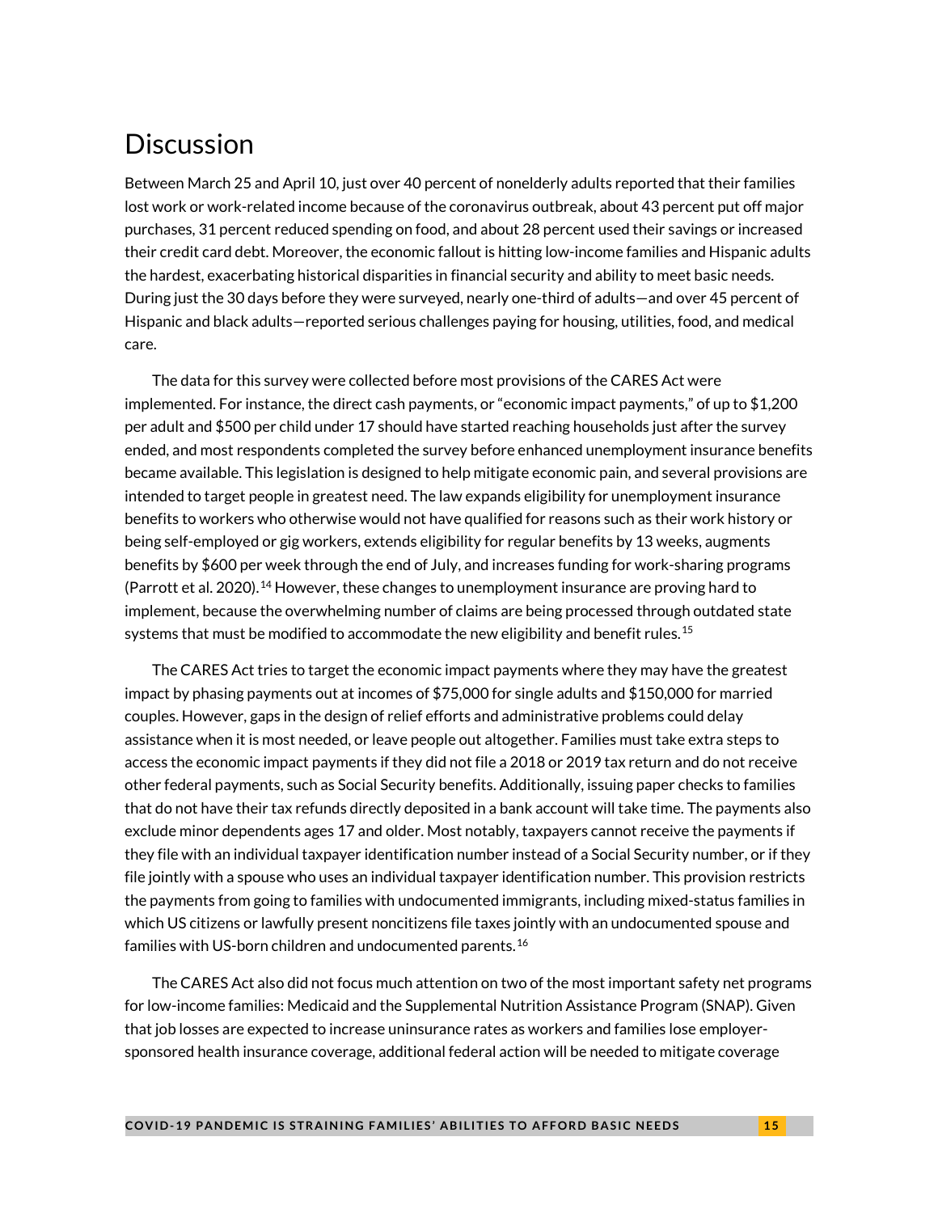## Discussion

Between March 25 and April 10, just over 40 percent of nonelderly adults reported that their families lost work or work-related income because of the coronavirus outbreak, about 43 percent put off major purchases, 31 percent reduced spending on food, and about 28 percent used their savings or increased their credit card debt. Moreover, the economic fallout is hitting low-income families and Hispanic adults the hardest, exacerbating historical disparities in financial security and ability to meet basic needs. During just the 30 days before they were surveyed, nearly one-third of adults—and over 45 percent of Hispanic and black adults—reported serious challenges paying for housing, utilities, food, and medical care.

The data for this survey were collected before most provisions of the CARES Act were implemented. For instance, the direct cash payments, or "economic impact payments," of up to $1,200 per adult and $500 per child under 17 should have started reaching households just after the survey ended, and most respondents completed the survey before enhanced unemployment insurance benefits became available. This legislation is designed to help mitigate economic pain, and several provisions are intended to target people in greatest need. The law expands eligibility for unemployment insurance benefits to workers who otherwise would not have qualified for reasons such as their work history or being self-employed or gig workers, extends eligibility for regular benefits by 13 weeks, augments benefits by $600 per week through the end of July, and increases funding for work-sharing programs (Parrott et al. 2020).[14] However, these changes to unemployment insurance are proving hard to implement, because the overwhelming number of claims are being processed through outdated state systems that must be modified to accommodate the new eligibility and benefit rules.[15]

The CARES Act tries to target the economic impact payments where they may have the greatest impact by phasing payments out at incomes of $75,000 for single adults and $150,000 for married couples. However, gaps in the design of relief efforts and administrative problems could delay assistance when it is most needed, or leave people out altogether. Families must take extra steps to access the economic impact payments if they did not file a 2018 or 2019 tax return and do not receive other federal payments, such as Social Security benefits. Additionally, issuing paper checks to families that do not have their tax refunds directly deposited in a bank account will take time. The payments also exclude minor dependents ages 17 and older. Most notably, taxpayers cannot receive the payments if they file with an individual taxpayer identification number instead of a Social Security number, or if they file jointly with a spouse who uses an individual taxpayer identification number. This provision restricts the payments from going to families with undocumented immigrants, including mixed-status families in which US citizens or lawfully present noncitizens file taxes jointly with an undocumented spouse and families with US-born children and undocumented parents.[16]

The CARES Act also did not focus much attention on two of the most important safety net programs for low-income families: Medicaid and the Supplemental Nutrition Assistance Program (SNAP). Given that job losses are expected to increase uninsurance rates as workers and families lose employer-sponsored health insurance coverage, additional federal action will be needed to mitigate coverage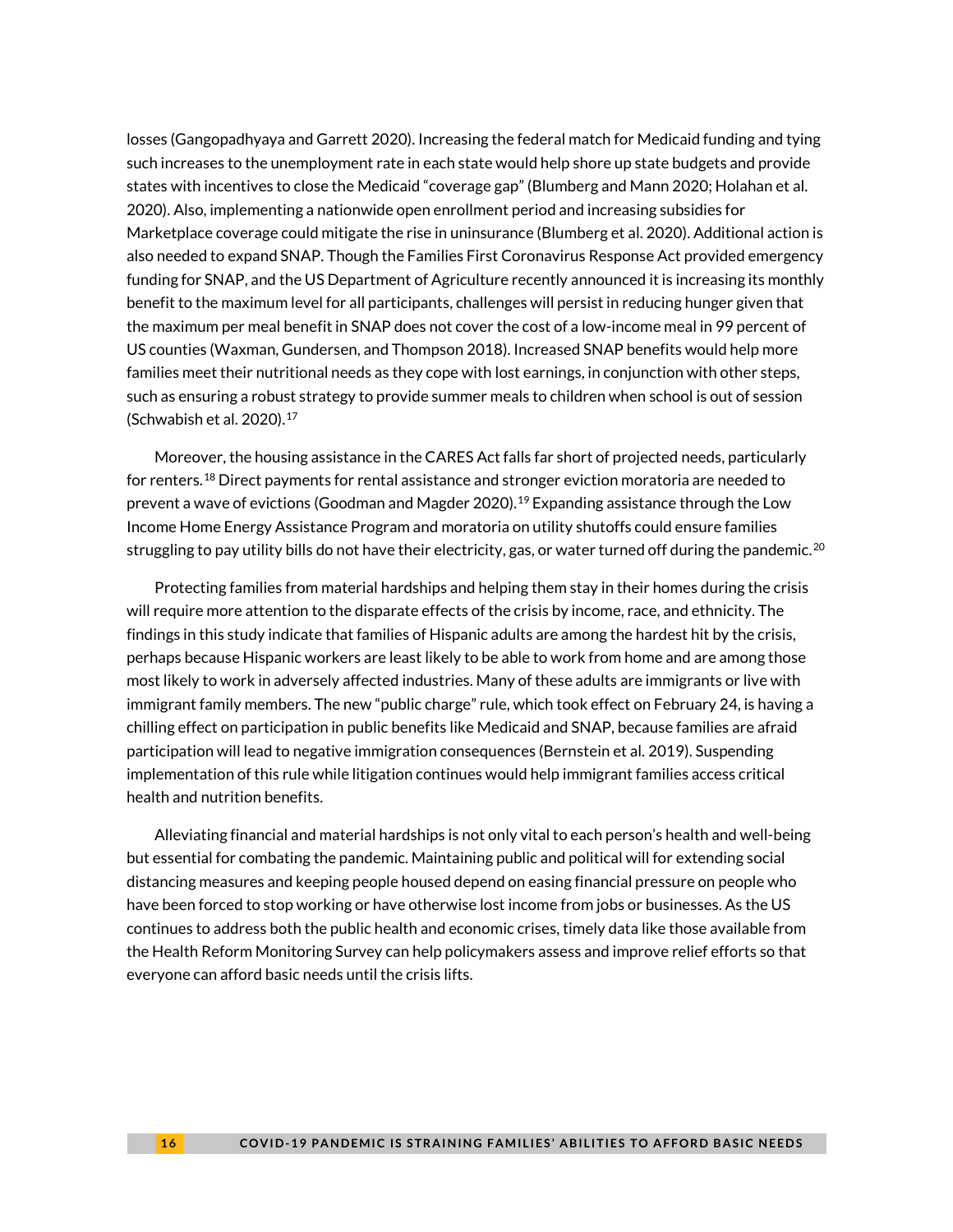losses (Gangopadhyaya and Garrett 2020). Increasing the federal match for Medicaid funding and tying such increases to the unemployment rate in each state would help shore up state budgets and provide states with incentives to close the Medicaid "coverage gap" (Blumberg and Mann 2020; Holahan et al. 2020). Also, implementing a nationwide open enrollment period and increasing subsidies for Marketplace coverage could mitigate the rise in uninsurance (Blumberg et al. 2020). Additional action is also needed to expand SNAP. Though the Families First Coronavirus Response Act provided emergency funding for SNAP, and the US Department of Agriculture recently announced it is increasing its monthly benefit to the maximum level for all participants, challenges will persist in reducing hunger given that the maximum per meal benefit in SNAP does not cover the cost of a low-income meal in 99 percent of US counties (Waxman, Gundersen, and Thompson 2018). Increased SNAP benefits would help more families meet their nutritional needs as they cope with lost earnings, in conjunction with other steps, such as ensuring a robust strategy to provide summer meals to children when school is out of session (Schwabish et al. 2020).[17]

Moreover, the housing assistance in the CARES Act falls far short of projected needs, particularly for renters.[18] Direct payments for rental assistance and stronger eviction moratoria are needed to prevent a wave of evictions (Goodman and Magder 2020).[19] Expanding assistance through the Low Income Home Energy Assistance Program and moratoria on utility shutoffs could ensure families struggling to pay utility bills do not have their electricity, gas, or water turned off during the pandemic.[20]

Protecting families from material hardships and helping them stay in their homes during the crisis will require more attention to the disparate effects of the crisis by income, race, and ethnicity. The findings in this study indicate that families of Hispanic adults are among the hardest hit by the crisis, perhaps because Hispanic workers are least likely to be able to work from home and are among those most likely to work in adversely affected industries. Many of these adults are immigrants or live with immigrant family members. The new "public charge" rule, which took effect on February 24, is having a chilling effect on participation in public benefits like Medicaid and SNAP, because families are afraid participation will lead to negative immigration consequences (Bernstein et al. 2019). Suspending implementation of this rule while litigation continues would help immigrant families access critical health and nutrition benefits.

Alleviating financial and material hardships is not only vital to each person's health and well-being but essential for combating the pandemic. Maintaining public and political will for extending social distancing measures and keeping people housed depend on easing financial pressure on people who have been forced to stop working or have otherwise lost income from jobs or businesses. As the US continues to address both the public health and economic crises, timely data like those available from the Health Reform Monitoring Survey can help policymakers assess and improve relief efforts so that everyone can afford basic needs until the crisis lifts.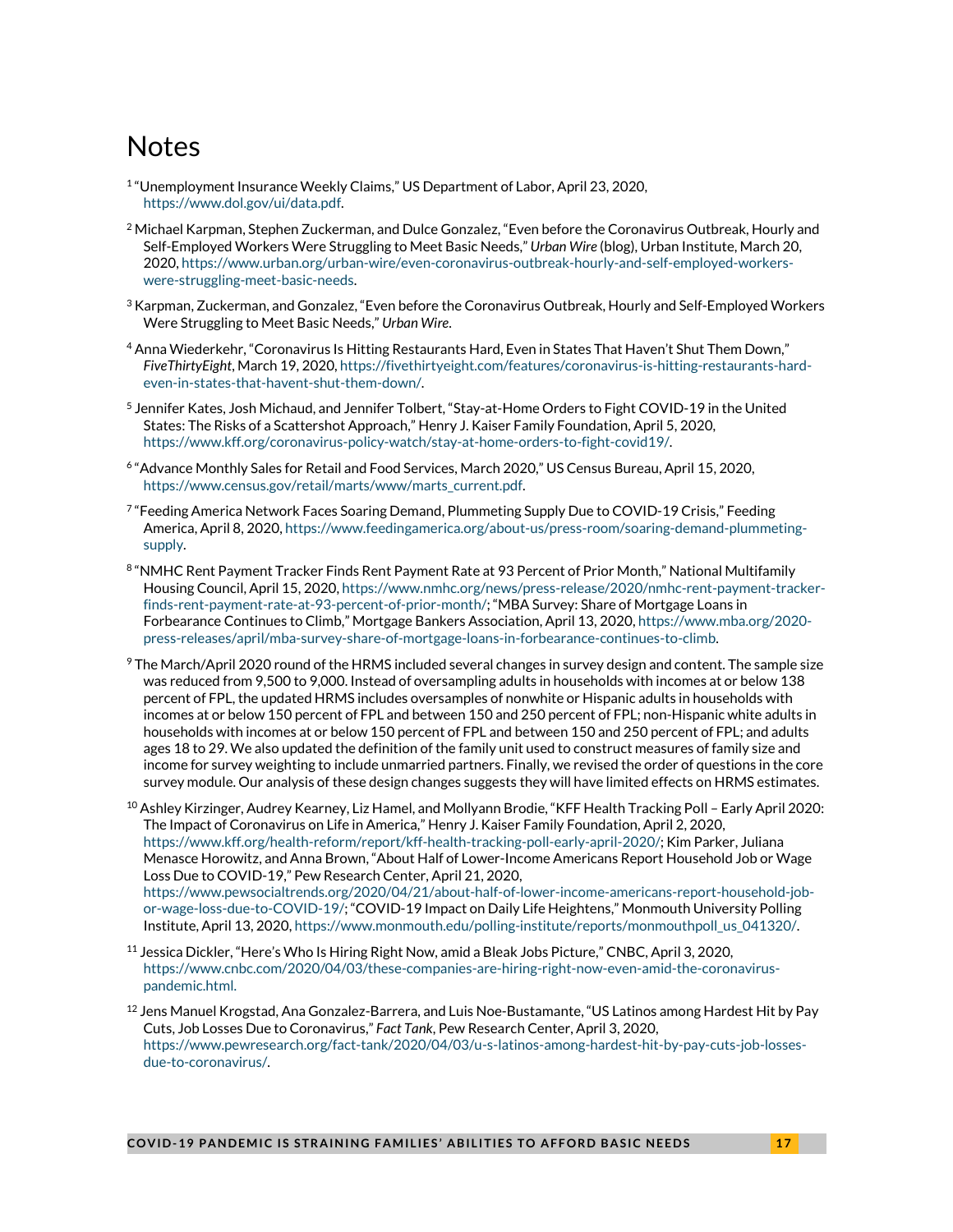# Notes

[1] "Unemployment Insurance Weekly Claims," US Department of Labor, April 23, 2020, https://www.dol.gov/ui/data.pdf.

[2] Michael Karpman, Stephen Zuckerman, and Dulce Gonzalez, "Even before the Coronavirus Outbreak, Hourly and Self-Employed Workers Were Struggling to Meet Basic Needs," *Urban Wire* (blog), Urban Institute, March 20, 2020, https://www.urban.org/urban-wire/even-coronavirus-outbreak-hourly-and-self-employed-workers-were-struggling-meet-basic-needs.

[3] Karpman, Zuckerman, and Gonzalez, "Even before the Coronavirus Outbreak, Hourly and Self-Employed Workers Were Struggling to Meet Basic Needs," *Urban Wire*.

[4] Anna Wiederkehr, "Coronavirus Is Hitting Restaurants Hard, Even in States That Haven't Shut Them Down," *FiveThirtyEight*, March 19, 2020, https://fivethirtyeight.com/features/coronavirus-is-hitting-restaurants-hard-even-in-states-that-havent-shut-them-down/.

[5] Jennifer Kates, Josh Michaud, and Jennifer Tolbert, "Stay-at-Home Orders to Fight COVID-19 in the United States: The Risks of a Scattershot Approach," Henry J. Kaiser Family Foundation, April 5, 2020, https://www.kff.org/coronavirus-policy-watch/stay-at-home-orders-to-fight-covid19/.

[6] "Advance Monthly Sales for Retail and Food Services, March 2020," US Census Bureau, April 15, 2020, https://www.census.gov/retail/marts/www/marts_current.pdf.

[7] "Feeding America Network Faces Soaring Demand, Plummeting Supply Due to COVID-19 Crisis," Feeding America, April 8, 2020, https://www.feedingamerica.org/about-us/press-room/soaring-demand-plummeting-supply.

[8] "NMHC Rent Payment Tracker Finds Rent Payment Rate at 93 Percent of Prior Month," National Multifamily Housing Council, April 15, 2020, https://www.nmhc.org/news/press-release/2020/nmhc-rent-payment-tracker-finds-rent-payment-rate-at-93-percent-of-prior-month/; "MBA Survey: Share of Mortgage Loans in Forbearance Continues to Climb," Mortgage Bankers Association, April 13, 2020, https://www.mba.org/2020-press-releases/april/mba-survey-share-of-mortgage-loans-in-forbearance-continues-to-climb.

[9] The March/April 2020 round of the HRMS included several changes in survey design and content. The sample size was reduced from 9,500 to 9,000. Instead of oversampling adults in households with incomes at or below 138 percent of FPL, the updated HRMS includes oversamples of nonwhite or Hispanic adults in households with incomes at or below 150 percent of FPL and between 150 and 250 percent of FPL; non-Hispanic white adults in households with incomes at or below 150 percent of FPL and between 150 and 250 percent of FPL; and adults ages 18 to 29. We also updated the definition of the family unit used to construct measures of family size and income for survey weighting to include unmarried partners. Finally, we revised the order of questions in the core survey module. Our analysis of these design changes suggests they will have limited effects on HRMS estimates.

[10] Ashley Kirzinger, Audrey Kearney, Liz Hamel, and Mollyann Brodie, "KFF Health Tracking Poll – Early April 2020: The Impact of Coronavirus on Life in America," Henry J. Kaiser Family Foundation, April 2, 2020, https://www.kff.org/health-reform/report/kff-health-tracking-poll-early-april-2020/; Kim Parker, Juliana Menasce Horowitz, and Anna Brown, "About Half of Lower-Income Americans Report Household Job or Wage Loss Due to COVID-19," Pew Research Center, April 21, 2020, https://www.pewsocialtrends.org/2020/04/21/about-half-of-lower-income-americans-report-household-job-or-wage-loss-due-to-COVID-19/; "COVID-19 Impact on Daily Life Heightens," Monmouth University Polling Institute, April 13, 2020, https://www.monmouth.edu/polling-institute/reports/monmouthpoll_us_041320/.

[11] Jessica Dickler, "Here's Who Is Hiring Right Now, amid a Bleak Jobs Picture," CNBC, April 3, 2020, https://www.cnbc.com/2020/04/03/these-companies-are-hiring-right-now-even-amid-the-coronavirus-pandemic.html.

[12] Jens Manuel Krogstad, Ana Gonzalez-Barrera, and Luis Noe-Bustamante, "US Latinos among Hardest Hit by Pay Cuts, Job Losses Due to Coronavirus," *Fact Tank*, Pew Research Center, April 3, 2020, https://www.pewresearch.org/fact-tank/2020/04/03/u-s-latinos-among-hardest-hit-by-pay-cuts-job-losses-due-to-coronavirus/.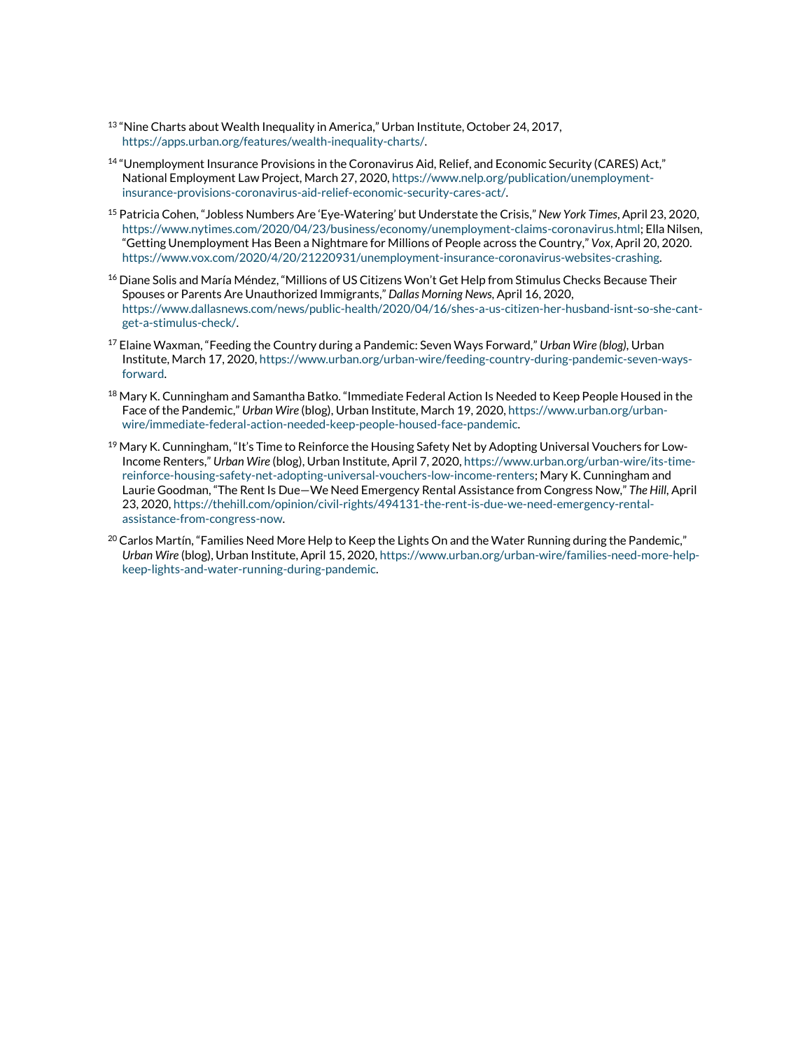[13] "Nine Charts about Wealth Inequality in America," Urban Institute, October 24, 2017, https://apps.urban.org/features/wealth-inequality-charts/.

[14] "Unemployment Insurance Provisions in the Coronavirus Aid, Relief, and Economic Security (CARES) Act," National Employment Law Project, March 27, 2020, https://www.nelp.org/publication/unemployment-insurance-provisions-coronavirus-aid-relief-economic-security-cares-act/.

[15] Patricia Cohen, "Jobless Numbers Are 'Eye-Watering' but Understate the Crisis," *New York Times*, April 23, 2020, https://www.nytimes.com/2020/04/23/business/economy/unemployment-claims-coronavirus.html; Ella Nilsen, "Getting Unemployment Has Been a Nightmare for Millions of People across the Country," *Vox*, April 20, 2020. https://www.vox.com/2020/4/20/21220931/unemployment-insurance-coronavirus-websites-crashing.

[16] Diane Solis and María Méndez, "Millions of US Citizens Won't Get Help from Stimulus Checks Because Their Spouses or Parents Are Unauthorized Immigrants," *Dallas Morning News*, April 16, 2020, https://www.dallasnews.com/news/public-health/2020/04/16/shes-a-us-citizen-her-husband-isnt-so-she-cant-get-a-stimulus-check/.

[17] Elaine Waxman, "Feeding the Country during a Pandemic: Seven Ways Forward," *Urban Wire (blog)*, Urban Institute, March 17, 2020, https://www.urban.org/urban-wire/feeding-country-during-pandemic-seven-ways-forward.

[18] Mary K. Cunningham and Samantha Batko. "Immediate Federal Action Is Needed to Keep People Housed in the Face of the Pandemic," *Urban Wire* (blog), Urban Institute, March 19, 2020, https://www.urban.org/urban-wire/immediate-federal-action-needed-keep-people-housed-face-pandemic.

[19] Mary K. Cunningham, "It's Time to Reinforce the Housing Safety Net by Adopting Universal Vouchers for Low-Income Renters," *Urban Wire* (blog), Urban Institute, April 7, 2020, https://www.urban.org/urban-wire/its-time-reinforce-housing-safety-net-adopting-universal-vouchers-low-income-renters; Mary K. Cunningham and Laurie Goodman, "The Rent Is Due—We Need Emergency Rental Assistance from Congress Now," *The Hill*, April 23, 2020, https://thehill.com/opinion/civil-rights/494131-the-rent-is-due-we-need-emergency-rental-assistance-from-congress-now.

[20] Carlos Martín, "Families Need More Help to Keep the Lights On and the Water Running during the Pandemic," *Urban Wire* (blog), Urban Institute, April 15, 2020, https://www.urban.org/urban-wire/families-need-more-help-keep-lights-and-water-running-during-pandemic.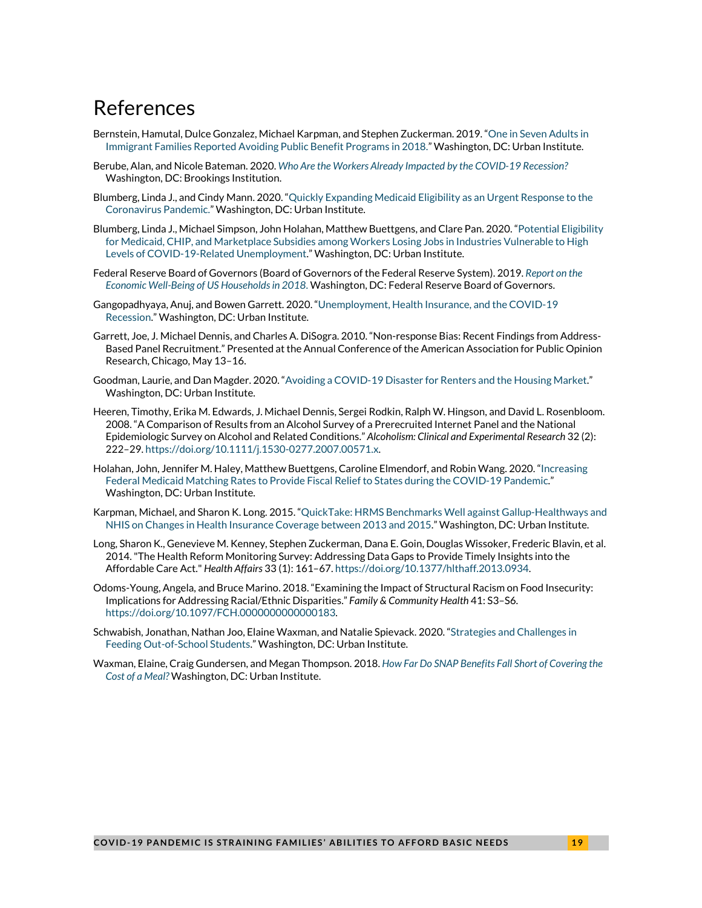# References

Bernstein, Hamutal, Dulce Gonzalez, Michael Karpman, and Stephen Zuckerman. 2019. "One in Seven Adults in Immigrant Families Reported Avoiding Public Benefit Programs in 2018." Washington, DC: Urban Institute.

Berube, Alan, and Nicole Bateman. 2020. *Who Are the Workers Already Impacted by the COVID-19 Recession?* Washington, DC: Brookings Institution.

Blumberg, Linda J., and Cindy Mann. 2020. "Quickly Expanding Medicaid Eligibility as an Urgent Response to the Coronavirus Pandemic." Washington, DC: Urban Institute.

Blumberg, Linda J., Michael Simpson, John Holahan, Matthew Buettgens, and Clare Pan. 2020. "Potential Eligibility for Medicaid, CHIP, and Marketplace Subsidies among Workers Losing Jobs in Industries Vulnerable to High Levels of COVID-19-Related Unemployment." Washington, DC: Urban Institute.

Federal Reserve Board of Governors (Board of Governors of the Federal Reserve System). 2019. *Report on the Economic Well-Being of US Households in 2018*. Washington, DC: Federal Reserve Board of Governors.

Gangopadhyaya, Anuj, and Bowen Garrett. 2020. "Unemployment, Health Insurance, and the COVID-19 Recession." Washington, DC: Urban Institute.

Garrett, Joe, J. Michael Dennis, and Charles A. DiSogra. 2010. "Non-response Bias: Recent Findings from Address-Based Panel Recruitment." Presented at the Annual Conference of the American Association for Public Opinion Research, Chicago, May 13–16.

Goodman, Laurie, and Dan Magder. 2020. "Avoiding a COVID-19 Disaster for Renters and the Housing Market." Washington, DC: Urban Institute.

Heeren, Timothy, Erika M. Edwards, J. Michael Dennis, Sergei Rodkin, Ralph W. Hingson, and David L. Rosenbloom. 2008. "A Comparison of Results from an Alcohol Survey of a Prerecruited Internet Panel and the National Epidemiologic Survey on Alcohol and Related Conditions." *Alcoholism: Clinical and Experimental Research* 32 (2): 222–29. https://doi.org/10.1111/j.1530-0277.2007.00571.x.

Holahan, John, Jennifer M. Haley, Matthew Buettgens, Caroline Elmendorf, and Robin Wang. 2020. "Increasing Federal Medicaid Matching Rates to Provide Fiscal Relief to States during the COVID-19 Pandemic." Washington, DC: Urban Institute.

Karpman, Michael, and Sharon K. Long. 2015. "QuickTake: HRMS Benchmarks Well against Gallup-Healthways and NHIS on Changes in Health Insurance Coverage between 2013 and 2015." Washington, DC: Urban Institute.

Long, Sharon K., Genevieve M. Kenney, Stephen Zuckerman, Dana E. Goin, Douglas Wissoker, Frederic Blavin, et al. 2014. "The Health Reform Monitoring Survey: Addressing Data Gaps to Provide Timely Insights into the Affordable Care Act." *Health Affairs* 33 (1): 161–67. https://doi.org/10.1377/hlthaff.2013.0934.

Odoms-Young, Angela, and Bruce Marino. 2018. "Examining the Impact of Structural Racism on Food Insecurity: Implications for Addressing Racial/Ethnic Disparities." *Family & Community Health* 41: S3–S6. https://doi.org/10.1097/FCH.0000000000000183.

Schwabish, Jonathan, Nathan Joo, Elaine Waxman, and Natalie Spievack. 2020. "Strategies and Challenges in Feeding Out-of-School Students." Washington, DC: Urban Institute.

Waxman, Elaine, Craig Gundersen, and Megan Thompson. 2018. *How Far Do SNAP Benefits Fall Short of Covering the Cost of a Meal?* Washington, DC: Urban Institute.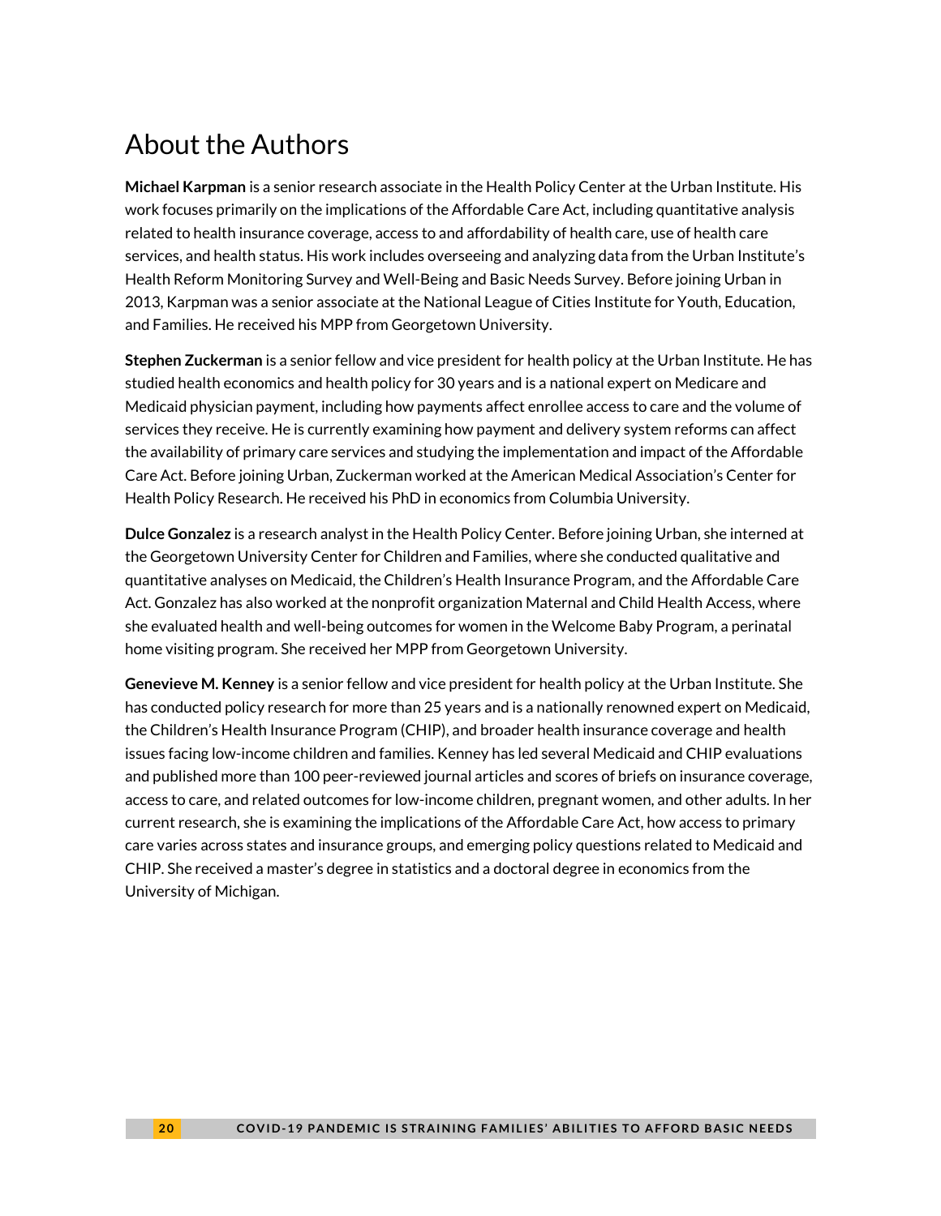# About the Authors

**Michael Karpman** is a senior research associate in the Health Policy Center at the Urban Institute. His work focuses primarily on the implications of the Affordable Care Act, including quantitative analysis related to health insurance coverage, access to and affordability of health care, use of health care services, and health status. His work includes overseeing and analyzing data from the Urban Institute's Health Reform Monitoring Survey and Well-Being and Basic Needs Survey. Before joining Urban in 2013, Karpman was a senior associate at the National League of Cities Institute for Youth, Education, and Families. He received his MPP from Georgetown University.

**Stephen Zuckerman** is a senior fellow and vice president for health policy at the Urban Institute. He has studied health economics and health policy for 30 years and is a national expert on Medicare and Medicaid physician payment, including how payments affect enrollee access to care and the volume of services they receive. He is currently examining how payment and delivery system reforms can affect the availability of primary care services and studying the implementation and impact of the Affordable Care Act. Before joining Urban, Zuckerman worked at the American Medical Association's Center for Health Policy Research. He received his PhD in economics from Columbia University.

**Dulce Gonzalez** is a research analyst in the Health Policy Center. Before joining Urban, she interned at the Georgetown University Center for Children and Families, where she conducted qualitative and quantitative analyses on Medicaid, the Children's Health Insurance Program, and the Affordable Care Act. Gonzalez has also worked at the nonprofit organization Maternal and Child Health Access, where she evaluated health and well-being outcomes for women in the Welcome Baby Program, a perinatal home visiting program. She received her MPP from Georgetown University.

**Genevieve M. Kenney** is a senior fellow and vice president for health policy at the Urban Institute. She has conducted policy research for more than 25 years and is a nationally renowned expert on Medicaid, the Children's Health Insurance Program (CHIP), and broader health insurance coverage and health issues facing low-income children and families. Kenney has led several Medicaid and CHIP evaluations and published more than 100 peer-reviewed journal articles and scores of briefs on insurance coverage, access to care, and related outcomes for low-income children, pregnant women, and other adults. In her current research, she is examining the implications of the Affordable Care Act, how access to primary care varies across states and insurance groups, and emerging policy questions related to Medicaid and CHIP. She received a master's degree in statistics and a doctoral degree in economics from the University of Michigan.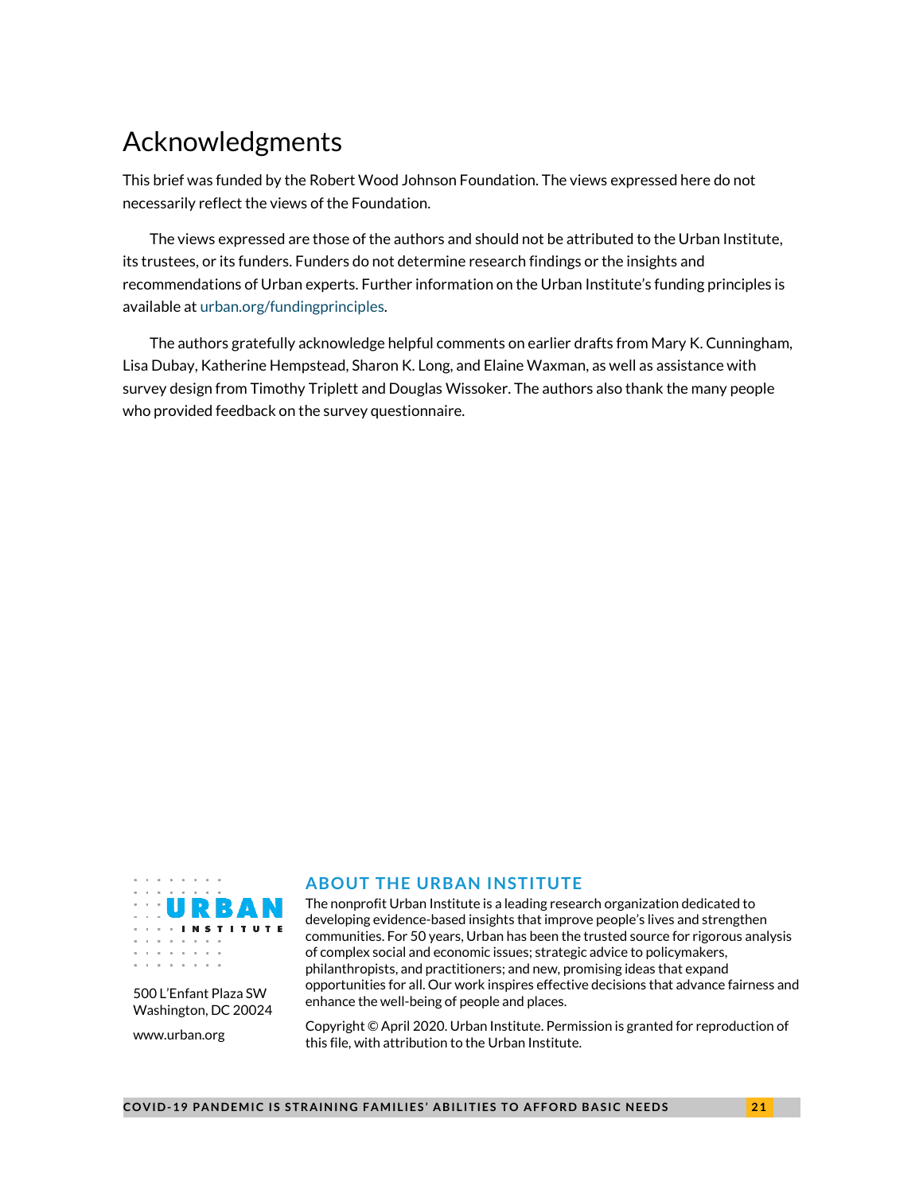# Acknowledgments

This brief was funded by the Robert Wood Johnson Foundation. The views expressed here do not necessarily reflect the views of the Foundation.

The views expressed are those of the authors and should not be attributed to the Urban Institute, its trustees, or its funders. Funders do not determine research findings or the insights and recommendations of Urban experts. Further information on the Urban Institute's funding principles is available at urban.org/fundingprinciples.

The authors gratefully acknowledge helpful comments on earlier drafts from Mary K. Cunningham, Lisa Dubay, Katherine Hempstead, Sharon K. Long, and Elaine Waxman, as well as assistance with survey design from Timothy Triplett and Douglas Wissoker. The authors also thank the many people who provided feedback on the survey questionnaire.

URBAN INSTITUTE

500 L'Enfant Plaza SW
Washington, DC 20024

www.urban.org

## ABOUT THE URBAN INSTITUTE

The nonprofit Urban Institute is a leading research organization dedicated to developing evidence-based insights that improve people's lives and strengthen communities. For 50 years, Urban has been the trusted source for rigorous analysis of complex social and economic issues; strategic advice to policymakers, philanthropists, and practitioners; and new, promising ideas that expand opportunities for all. Our work inspires effective decisions that advance fairness and enhance the well-being of people and places.

Copyright © April 2020. Urban Institute. Permission is granted for reproduction of this file, with attribution to the Urban Institute.